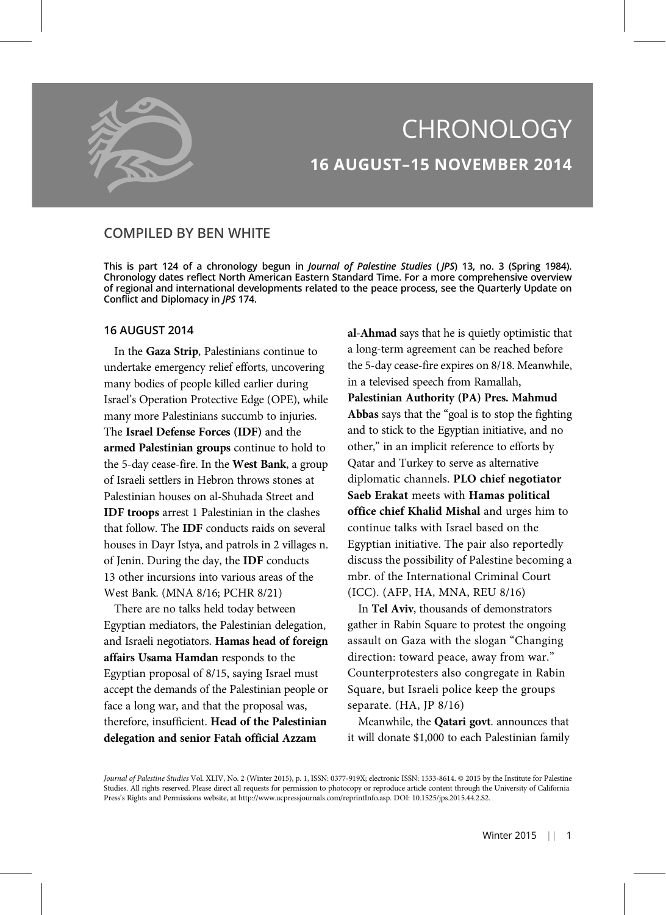# CHRONOLOGY

## 16 AUGUST–15 NOVEMBER 2014

### COMPILED BY BEN WHITE

**This is part 124 of a chronology begun in *Journal of Palestine Studies* (*JPS*) 13, no. 3 (Spring 1984). Chronology dates reflect North American Eastern Standard Time. For a more comprehensive overview of regional and international developments related to the peace process, see the Quarterly Update on Conflict and Diplomacy in *JPS* 174.**

### 16 AUGUST 2014

In the **Gaza Strip**, Palestinians continue to undertake emergency relief efforts, uncovering many bodies of people killed earlier during Israel's Operation Protective Edge (OPE), while many more Palestinians succumb to injuries. The **Israel Defense Forces (IDF)** and the **armed Palestinian groups** continue to hold to the 5-day cease-fire. In the **West Bank**, a group of Israeli settlers in Hebron throws stones at Palestinian houses on al-Shuhada Street and **IDF troops** arrest 1 Palestinian in the clashes that follow. The **IDF** conducts raids on several houses in Dayr Istya, and patrols in 2 villages n. of Jenin. During the day, the **IDF** conducts 13 other incursions into various areas of the West Bank. (MNA 8/16; PCHR 8/21)

There are no talks held today between Egyptian mediators, the Palestinian delegation, and Israeli negotiators. **Hamas head of foreign affairs Usama Hamdan** responds to the Egyptian proposal of 8/15, saying Israel must accept the demands of the Palestinian people or face a long war, and that the proposal was, therefore, insufficient. **Head of the Palestinian delegation and senior Fatah official Azzam al-Ahmad** says that he is quietly optimistic that a long-term agreement can be reached before the 5-day cease-fire expires on 8/18. Meanwhile, in a televised speech from Ramallah, **Palestinian Authority (PA) Pres. Mahmud Abbas** says that the "goal is to stop the fighting and to stick to the Egyptian initiative, and no other," in an implicit reference to efforts by Qatar and Turkey to serve as alternative diplomatic channels. **PLO chief negotiator Saeb Erakat** meets with **Hamas political office chief Khalid Mishal** and urges him to continue talks with Israel based on the Egyptian initiative. The pair also reportedly discuss the possibility of Palestine becoming a mbr. of the International Criminal Court (ICC). (AFP, HA, MNA, REU 8/16)

In **Tel Aviv**, thousands of demonstrators gather in Rabin Square to protest the ongoing assault on Gaza with the slogan "Changing direction: toward peace, away from war." Counterprotesters also congregate in Rabin Square, but Israeli police keep the groups separate. (HA, JP 8/16)

Meanwhile, the **Qatari govt**. announces that it will donate $1,000 to each Palestinian family

*Journal of Palestine Studies* Vol. XLIV, No. 2 (Winter 2015), p. 1, ISSN: 0377-919X; electronic ISSN: 1533-8614. © 2015 by the Institute for Palestine Studies. All rights reserved. Please direct all requests for permission to photocopy or reproduce article content through the University of California Press's Rights and Permissions website, at http://www.ucpressjournals.com/reprintInfo.asp. DOI: 10.1525/jps.2015.44.2.S2.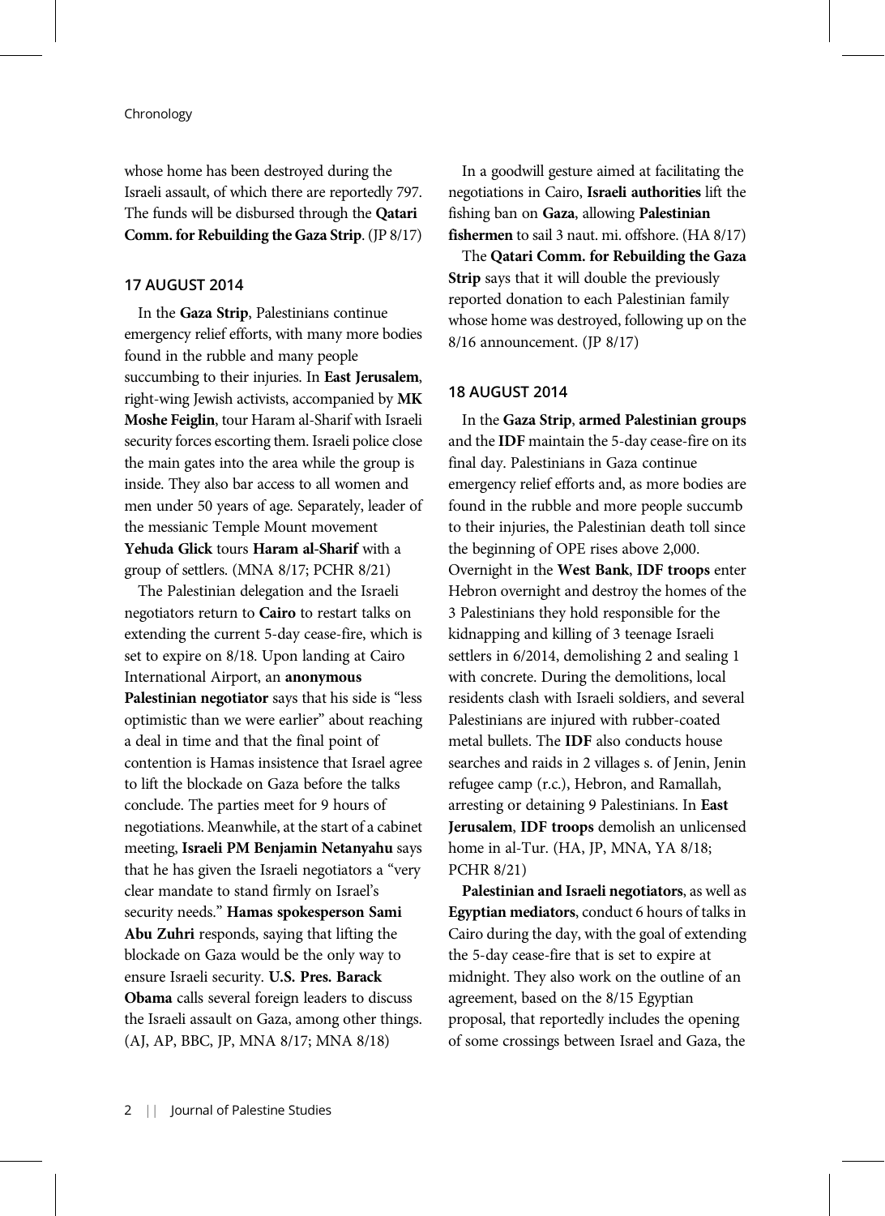whose home has been destroyed during the Israeli assault, of which there are reportedly 797. The funds will be disbursed through the **Qatari Comm. for Rebuilding the Gaza Strip**. (JP 8/17)

### 17 AUGUST 2014

In the **Gaza Strip**, Palestinians continue emergency relief efforts, with many more bodies found in the rubble and many people succumbing to their injuries. In **East Jerusalem**, right-wing Jewish activists, accompanied by **MK Moshe Feiglin**, tour Haram al-Sharif with Israeli security forces escorting them. Israeli police close the main gates into the area while the group is inside. They also bar access to all women and men under 50 years of age. Separately, leader of the messianic Temple Mount movement **Yehuda Glick** tours **Haram al-Sharif** with a group of settlers. (MNA 8/17; PCHR 8/21)

The Palestinian delegation and the Israeli negotiators return to **Cairo** to restart talks on extending the current 5-day cease-fire, which is set to expire on 8/18. Upon landing at Cairo International Airport, an **anonymous Palestinian negotiator** says that his side is "less optimistic than we were earlier" about reaching a deal in time and that the final point of contention is Hamas insistence that Israel agree to lift the blockade on Gaza before the talks conclude. The parties meet for 9 hours of negotiations. Meanwhile, at the start of a cabinet meeting, **Israeli PM Benjamin Netanyahu** says that he has given the Israeli negotiators a "very clear mandate to stand firmly on Israel's security needs." **Hamas spokesperson Sami Abu Zuhri** responds, saying that lifting the blockade on Gaza would be the only way to ensure Israeli security. **U.S. Pres. Barack Obama** calls several foreign leaders to discuss the Israeli assault on Gaza, among other things. (AJ, AP, BBC, JP, MNA 8/17; MNA 8/18)

In a goodwill gesture aimed at facilitating the negotiations in Cairo, **Israeli authorities** lift the fishing ban on **Gaza**, allowing **Palestinian fishermen** to sail 3 naut. mi. offshore. (HA 8/17)

The **Qatari Comm. for Rebuilding the Gaza Strip** says that it will double the previously reported donation to each Palestinian family whose home was destroyed, following up on the 8/16 announcement. (JP 8/17)

### 18 AUGUST 2014

In the **Gaza Strip**, **armed Palestinian groups** and the **IDF** maintain the 5-day cease-fire on its final day. Palestinians in Gaza continue emergency relief efforts and, as more bodies are found in the rubble and more people succumb to their injuries, the Palestinian death toll since the beginning of OPE rises above 2,000. Overnight in the **West Bank**, **IDF troops** enter Hebron overnight and destroy the homes of the 3 Palestinians they hold responsible for the kidnapping and killing of 3 teenage Israeli settlers in 6/2014, demolishing 2 and sealing 1 with concrete. During the demolitions, local residents clash with Israeli soldiers, and several Palestinians are injured with rubber-coated metal bullets. The **IDF** also conducts house searches and raids in 2 villages s. of Jenin, Jenin refugee camp (r.c.), Hebron, and Ramallah, arresting or detaining 9 Palestinians. In **East Jerusalem**, **IDF troops** demolish an unlicensed home in al-Tur. (HA, JP, MNA, YA 8/18; PCHR 8/21)

**Palestinian and Israeli negotiators**, as well as **Egyptian mediators**, conduct 6 hours of talks in Cairo during the day, with the goal of extending the 5-day cease-fire that is set to expire at midnight. They also work on the outline of an agreement, based on the 8/15 Egyptian proposal, that reportedly includes the opening of some crossings between Israel and Gaza, the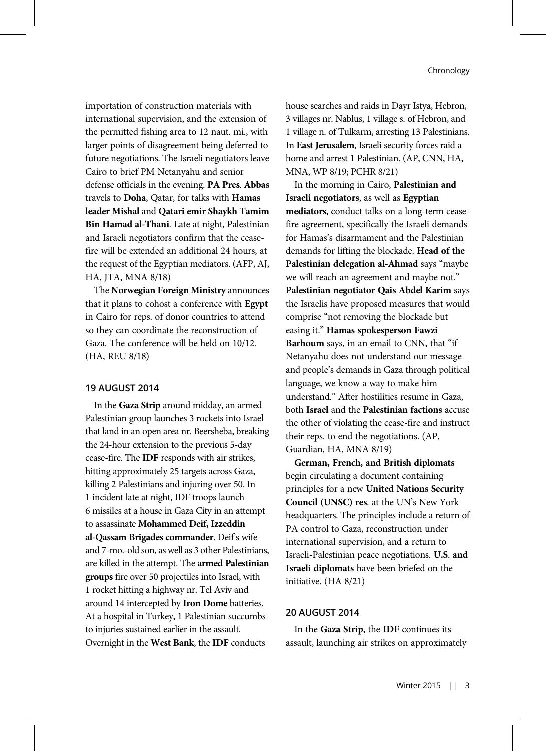importation of construction materials with international supervision, and the extension of the permitted fishing area to 12 naut. mi., with larger points of disagreement being deferred to future negotiations. The Israeli negotiators leave Cairo to brief PM Netanyahu and senior defense officials in the evening. **PA Pres**. **Abbas** travels to **Doha**, Qatar, for talks with **Hamas leader Mishal** and **Qatari emir Shaykh Tamim Bin Hamad al-Thani**. Late at night, Palestinian and Israeli negotiators confirm that the cease-fire will be extended an additional 24 hours, at the request of the Egyptian mediators. (AFP, AJ, HA, JTA, MNA 8/18)

The **Norwegian Foreign Ministry** announces that it plans to cohost a conference with **Egypt** in Cairo for reps. of donor countries to attend so they can coordinate the reconstruction of Gaza. The conference will be held on 10/12. (HA, REU 8/18)

## 19 AUGUST 2014

In the **Gaza Strip** around midday, an armed Palestinian group launches 3 rockets into Israel that land in an open area nr. Beersheba, breaking the 24-hour extension to the previous 5-day cease-fire. The **IDF** responds with air strikes, hitting approximately 25 targets across Gaza, killing 2 Palestinians and injuring over 50. In 1 incident late at night, IDF troops launch 6 missiles at a house in Gaza City in an attempt to assassinate **Mohammed Deif, Izzeddin al-Qassam Brigades commander**. Deif's wife and 7-mo.-old son, as well as 3 other Palestinians, are killed in the attempt. The **armed Palestinian groups** fire over 50 projectiles into Israel, with 1 rocket hitting a highway nr. Tel Aviv and around 14 intercepted by **Iron Dome** batteries. At a hospital in Turkey, 1 Palestinian succumbs to injuries sustained earlier in the assault. Overnight in the **West Bank**, the **IDF** conducts house searches and raids in Dayr Istya, Hebron, 3 villages nr. Nablus, 1 village s. of Hebron, and 1 village n. of Tulkarm, arresting 13 Palestinians. In **East Jerusalem**, Israeli security forces raid a home and arrest 1 Palestinian. (AP, CNN, HA, MNA, WP 8/19; PCHR 8/21)

In the morning in Cairo, **Palestinian and Israeli negotiators**, as well as **Egyptian mediators**, conduct talks on a long-term cease-fire agreement, specifically the Israeli demands for Hamas's disarmament and the Palestinian demands for lifting the blockade. **Head of the Palestinian delegation al-Ahmad** says "maybe we will reach an agreement and maybe not." **Palestinian negotiator Qais Abdel Karim** says the Israelis have proposed measures that would comprise "not removing the blockade but easing it." **Hamas spokesperson Fawzi Barhoum** says, in an email to CNN, that "if Netanyahu does not understand our message and people's demands in Gaza through political language, we know a way to make him understand." After hostilities resume in Gaza, both **Israel** and the **Palestinian factions** accuse the other of violating the cease-fire and instruct their reps. to end the negotiations. (AP, Guardian, HA, MNA 8/19)

**German, French, and British diplomats** begin circulating a document containing principles for a new **United Nations Security Council (UNSC) res**. at the UN's New York headquarters. The principles include a return of PA control to Gaza, reconstruction under international supervision, and a return to Israeli-Palestinian peace negotiations. **U.S. and Israeli diplomats** have been briefed on the initiative. (HA 8/21)

## 20 AUGUST 2014

In the **Gaza Strip**, the **IDF** continues its assault, launching air strikes on approximately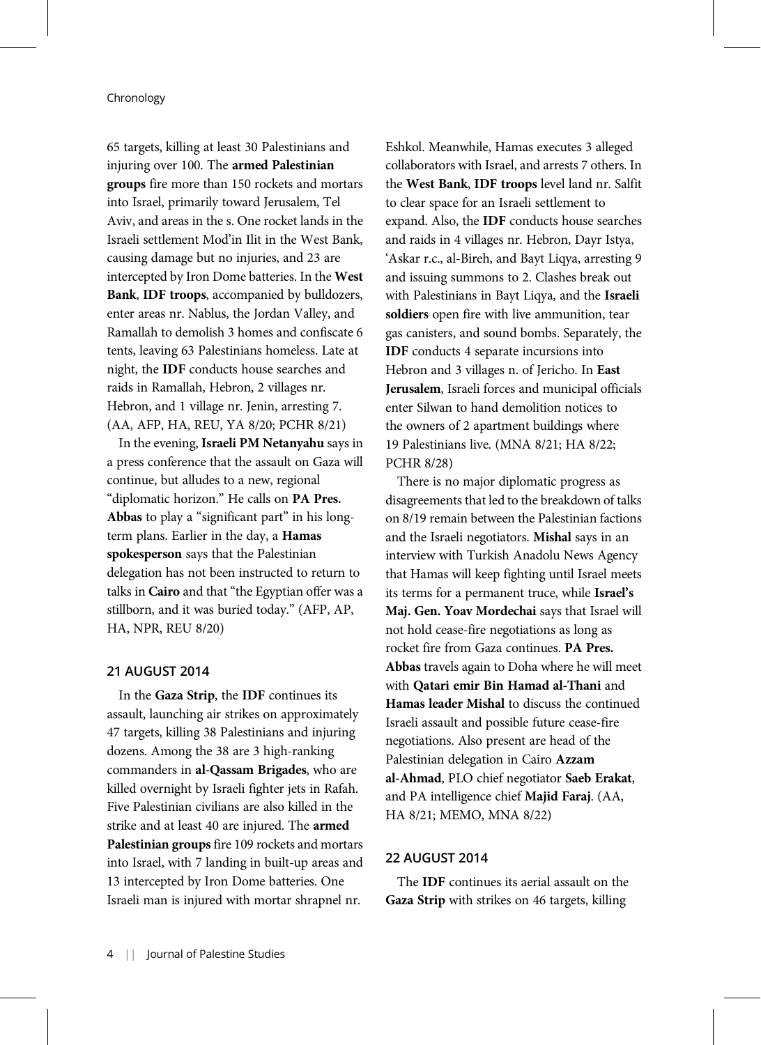65 targets, killing at least 30 Palestinians and injuring over 100. The **armed Palestinian groups** fire more than 150 rockets and mortars into Israel, primarily toward Jerusalem, Tel Aviv, and areas in the s. One rocket lands in the Israeli settlement Mod'in Ilit in the West Bank, causing damage but no injuries, and 23 are intercepted by Iron Dome batteries. In the **West Bank**, **IDF troops**, accompanied by bulldozers, enter areas nr. Nablus, the Jordan Valley, and Ramallah to demolish 3 homes and confiscate 6 tents, leaving 63 Palestinians homeless. Late at night, the **IDF** conducts house searches and raids in Ramallah, Hebron, 2 villages nr. Hebron, and 1 village nr. Jenin, arresting 7. (AA, AFP, HA, REU, YA 8/20; PCHR 8/21)

In the evening, **Israeli PM Netanyahu** says in a press conference that the assault on Gaza will continue, but alludes to a new, regional "diplomatic horizon." He calls on **PA Pres. Abbas** to play a "significant part" in his long-term plans. Earlier in the day, a **Hamas spokesperson** says that the Palestinian delegation has not been instructed to return to talks in **Cairo** and that "the Egyptian offer was a stillborn, and it was buried today." (AFP, AP, HA, NPR, REU 8/20)

### 21 AUGUST 2014

In the **Gaza Strip**, the **IDF** continues its assault, launching air strikes on approximately 47 targets, killing 38 Palestinians and injuring dozens. Among the 38 are 3 high-ranking commanders in **al-Qassam Brigades**, who are killed overnight by Israeli fighter jets in Rafah. Five Palestinian civilians are also killed in the strike and at least 40 are injured. The **armed Palestinian groups** fire 109 rockets and mortars into Israel, with 7 landing in built-up areas and 13 intercepted by Iron Dome batteries. One Israeli man is injured with mortar shrapnel nr. Eshkol. Meanwhile, Hamas executes 3 alleged collaborators with Israel, and arrests 7 others. In the **West Bank**, **IDF troops** level land nr. Salfit to clear space for an Israeli settlement to expand. Also, the **IDF** conducts house searches and raids in 4 villages nr. Hebron, Dayr Istya, 'Askar r.c., al-Bireh, and Bayt Liqya, arresting 9 and issuing summons to 2. Clashes break out with Palestinians in Bayt Liqya, and the **Israeli soldiers** open fire with live ammunition, tear gas canisters, and sound bombs. Separately, the **IDF** conducts 4 separate incursions into Hebron and 3 villages n. of Jericho. In **East Jerusalem**, Israeli forces and municipal officials enter Silwan to hand demolition notices to the owners of 2 apartment buildings where 19 Palestinians live. (MNA 8/21; HA 8/22; PCHR 8/28)

There is no major diplomatic progress as disagreements that led to the breakdown of talks on 8/19 remain between the Palestinian factions and the Israeli negotiators. **Mishal** says in an interview with Turkish Anadolu News Agency that Hamas will keep fighting until Israel meets its terms for a permanent truce, while **Israel's Maj. Gen. Yoav Mordechai** says that Israel will not hold cease-fire negotiations as long as rocket fire from Gaza continues. **PA Pres. Abbas** travels again to Doha where he will meet with **Qatari emir Bin Hamad al-Thani** and **Hamas leader Mishal** to discuss the continued Israeli assault and possible future cease-fire negotiations. Also present are head of the Palestinian delegation in Cairo **Azzam al-Ahmad**, PLO chief negotiator **Saeb Erakat**, and PA intelligence chief **Majid Faraj**. (AA, HA 8/21; MEMO, MNA 8/22)

### 22 AUGUST 2014

The **IDF** continues its aerial assault on the **Gaza Strip** with strikes on 46 targets, killing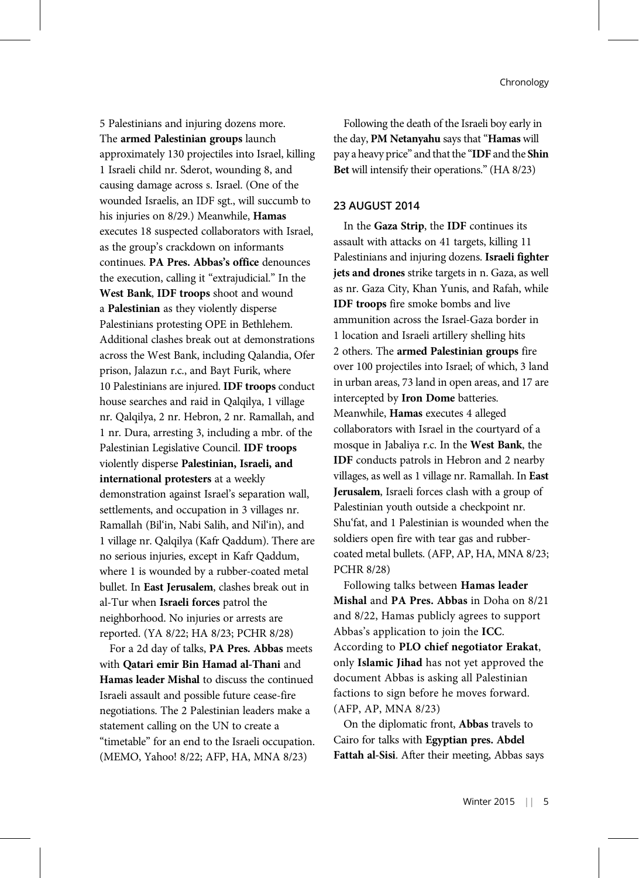5 Palestinians and injuring dozens more. The **armed Palestinian groups** launch approximately 130 projectiles into Israel, killing 1 Israeli child nr. Sderot, wounding 8, and causing damage across s. Israel. (One of the wounded Israelis, an IDF sgt., will succumb to his injuries on 8/29.) Meanwhile, **Hamas** executes 18 suspected collaborators with Israel, as the group's crackdown on informants continues. **PA Pres. Abbas's office** denounces the execution, calling it "extrajudicial." In the **West Bank**, **IDF troops** shoot and wound a **Palestinian** as they violently disperse Palestinians protesting OPE in Bethlehem. Additional clashes break out at demonstrations across the West Bank, including Qalandia, Ofer prison, Jalazun r.c., and Bayt Furik, where 10 Palestinians are injured. **IDF troops** conduct house searches and raid in Qalqilya, 1 village nr. Qalqilya, 2 nr. Hebron, 2 nr. Ramallah, and 1 nr. Dura, arresting 3, including a mbr. of the Palestinian Legislative Council. **IDF troops** violently disperse **Palestinian, Israeli, and international protesters** at a weekly demonstration against Israel's separation wall, settlements, and occupation in 3 villages nr. Ramallah (Bil'in, Nabi Salih, and Nil'in), and 1 village nr. Qalqilya (Kafr Qaddum). There are no serious injuries, except in Kafr Qaddum, where 1 is wounded by a rubber-coated metal bullet. In **East Jerusalem**, clashes break out in al-Tur when **Israeli forces** patrol the neighborhood. No injuries or arrests are reported. (YA 8/22; HA 8/23; PCHR 8/28)

For a 2d day of talks, **PA Pres. Abbas** meets with **Qatari emir Bin Hamad al-Thani** and **Hamas leader Mishal** to discuss the continued Israeli assault and possible future cease-fire negotiations. The 2 Palestinian leaders make a statement calling on the UN to create a "timetable" for an end to the Israeli occupation. (MEMO, Yahoo! 8/22; AFP, HA, MNA 8/23)

Following the death of the Israeli boy early in the day, **PM Netanyahu** says that "**Hamas** will pay a heavy price" and that the "**IDF** and the **Shin Bet** will intensify their operations." (HA 8/23)

## 23 AUGUST 2014

In the **Gaza Strip**, the **IDF** continues its assault with attacks on 41 targets, killing 11 Palestinians and injuring dozens. **Israeli fighter jets and drones** strike targets in n. Gaza, as well as nr. Gaza City, Khan Yunis, and Rafah, while **IDF troops** fire smoke bombs and live ammunition across the Israel-Gaza border in 1 location and Israeli artillery shelling hits 2 others. The **armed Palestinian groups** fire over 100 projectiles into Israel; of which, 3 land in urban areas, 73 land in open areas, and 17 are intercepted by **Iron Dome** batteries. Meanwhile, **Hamas** executes 4 alleged collaborators with Israel in the courtyard of a mosque in Jabaliya r.c. In the **West Bank**, the **IDF** conducts patrols in Hebron and 2 nearby villages, as well as 1 village nr. Ramallah. In **East Jerusalem**, Israeli forces clash with a group of Palestinian youth outside a checkpoint nr. Shu'fat, and 1 Palestinian is wounded when the soldiers open fire with tear gas and rubber-coated metal bullets. (AFP, AP, HA, MNA 8/23; PCHR 8/28)

Following talks between **Hamas leader Mishal** and **PA Pres. Abbas** in Doha on 8/21 and 8/22, Hamas publicly agrees to support Abbas's application to join the **ICC**. According to **PLO chief negotiator Erakat**, only **Islamic Jihad** has not yet approved the document Abbas is asking all Palestinian factions to sign before he moves forward. (AFP, AP, MNA 8/23)

On the diplomatic front, **Abbas** travels to Cairo for talks with **Egyptian pres. Abdel Fattah al-Sisi**. After their meeting, Abbas says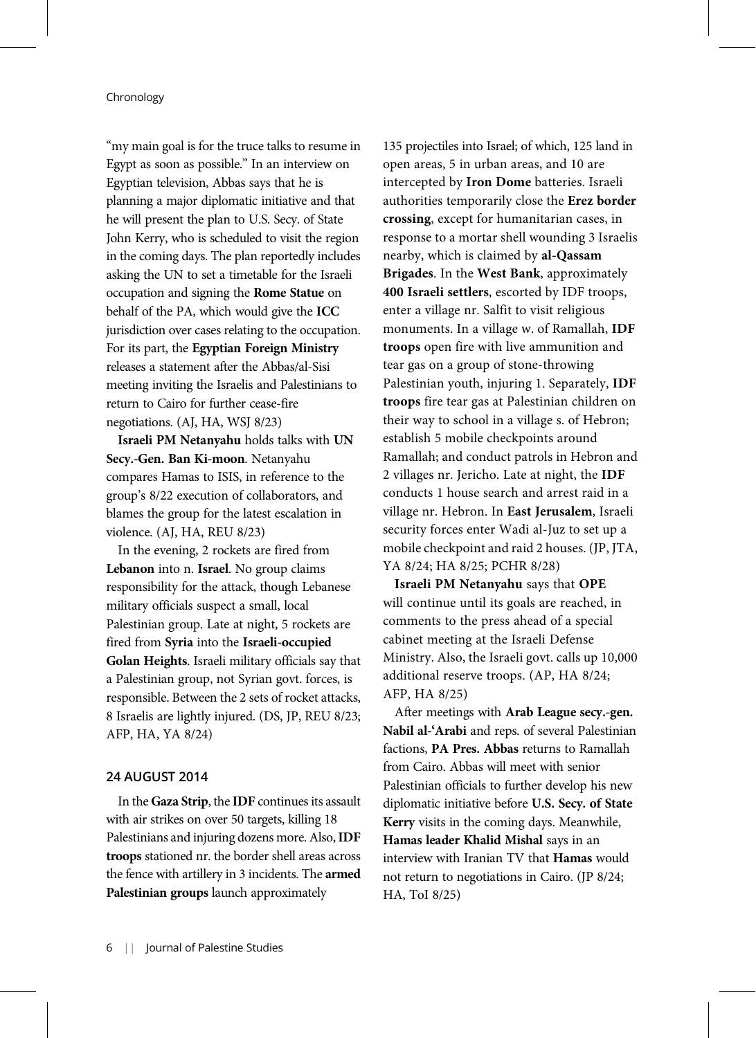"my main goal is for the truce talks to resume in Egypt as soon as possible." In an interview on Egyptian television, Abbas says that he is planning a major diplomatic initiative and that he will present the plan to U.S. Secy. of State John Kerry, who is scheduled to visit the region in the coming days. The plan reportedly includes asking the UN to set a timetable for the Israeli occupation and signing the **Rome Statue** on behalf of the PA, which would give the **ICC** jurisdiction over cases relating to the occupation. For its part, the **Egyptian Foreign Ministry** releases a statement after the Abbas/al-Sisi meeting inviting the Israelis and Palestinians to return to Cairo for further cease-fire negotiations. (AJ, HA, WSJ 8/23)

**Israeli PM Netanyahu** holds talks with **UN Secy.-Gen. Ban Ki-moon**. Netanyahu compares Hamas to ISIS, in reference to the group's 8/22 execution of collaborators, and blames the group for the latest escalation in violence. (AJ, HA, REU 8/23)

In the evening, 2 rockets are fired from **Lebanon** into n. **Israel**. No group claims responsibility for the attack, though Lebanese military officials suspect a small, local Palestinian group. Late at night, 5 rockets are fired from **Syria** into the **Israeli-occupied Golan Heights**. Israeli military officials say that a Palestinian group, not Syrian govt. forces, is responsible. Between the 2 sets of rocket attacks, 8 Israelis are lightly injured. (DS, JP, REU 8/23; AFP, HA, YA 8/24)

## 24 AUGUST 2014

In the **Gaza Strip**, the **IDF** continues its assault with air strikes on over 50 targets, killing 18 Palestinians and injuring dozens more. Also, **IDF troops** stationed nr. the border shell areas across the fence with artillery in 3 incidents. The **armed Palestinian groups** launch approximately 135 projectiles into Israel; of which, 125 land in open areas, 5 in urban areas, and 10 are intercepted by **Iron Dome** batteries. Israeli authorities temporarily close the **Erez border crossing**, except for humanitarian cases, in response to a mortar shell wounding 3 Israelis nearby, which is claimed by **al-Qassam Brigades**. In the **West Bank**, approximately **400 Israeli settlers**, escorted by IDF troops, enter a village nr. Salfit to visit religious monuments. In a village w. of Ramallah, **IDF troops** open fire with live ammunition and tear gas on a group of stone-throwing Palestinian youth, injuring 1. Separately, **IDF troops** fire tear gas at Palestinian children on their way to school in a village s. of Hebron; establish 5 mobile checkpoints around Ramallah; and conduct patrols in Hebron and 2 villages nr. Jericho. Late at night, the **IDF** conducts 1 house search and arrest raid in a village nr. Hebron. In **East Jerusalem**, Israeli security forces enter Wadi al-Juz to set up a mobile checkpoint and raid 2 houses. (JP, JTA, YA 8/24; HA 8/25; PCHR 8/28)

**Israeli PM Netanyahu** says that **OPE** will continue until its goals are reached, in comments to the press ahead of a special cabinet meeting at the Israeli Defense Ministry. Also, the Israeli govt. calls up 10,000 additional reserve troops. (AP, HA 8/24; AFP, HA 8/25)

After meetings with **Arab League secy.-gen. Nabil al-'Arabi** and reps. of several Palestinian factions, **PA Pres. Abbas** returns to Ramallah from Cairo. Abbas will meet with senior Palestinian officials to further develop his new diplomatic initiative before **U.S. Secy. of State Kerry** visits in the coming days. Meanwhile, **Hamas leader Khalid Mishal** says in an interview with Iranian TV that **Hamas** would not return to negotiations in Cairo. (JP 8/24; HA, ToI 8/25)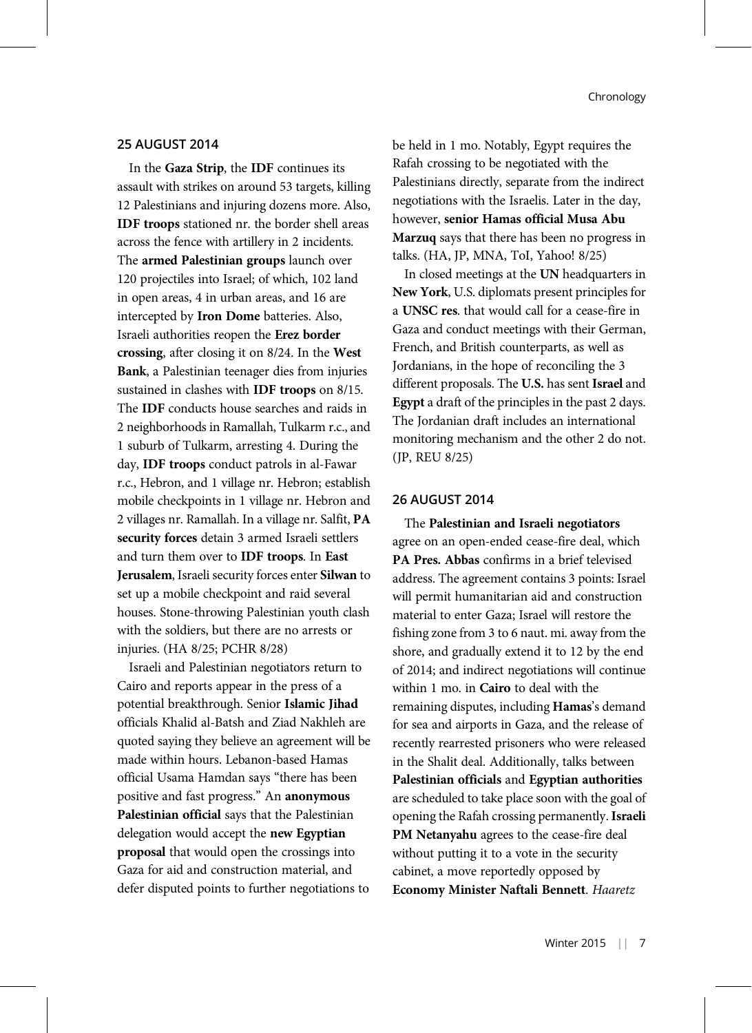## 25 AUGUST 2014

In the **Gaza Strip**, the **IDF** continues its assault with strikes on around 53 targets, killing 12 Palestinians and injuring dozens more. Also, **IDF troops** stationed nr. the border shell areas across the fence with artillery in 2 incidents. The **armed Palestinian groups** launch over 120 projectiles into Israel; of which, 102 land in open areas, 4 in urban areas, and 16 are intercepted by **Iron Dome** batteries. Also, Israeli authorities reopen the **Erez border crossing**, after closing it on 8/24. In the **West Bank**, a Palestinian teenager dies from injuries sustained in clashes with **IDF troops** on 8/15. The **IDF** conducts house searches and raids in 2 neighborhoods in Ramallah, Tulkarm r.c., and 1 suburb of Tulkarm, arresting 4. During the day, **IDF troops** conduct patrols in al-Fawar r.c., Hebron, and 1 village nr. Hebron; establish mobile checkpoints in 1 village nr. Hebron and 2 villages nr. Ramallah. In a village nr. Salfit, **PA security forces** detain 3 armed Israeli settlers and turn them over to **IDF troops**. In **East Jerusalem**, Israeli security forces enter **Silwan** to set up a mobile checkpoint and raid several houses. Stone-throwing Palestinian youth clash with the soldiers, but there are no arrests or injuries. (HA 8/25; PCHR 8/28)

Israeli and Palestinian negotiators return to Cairo and reports appear in the press of a potential breakthrough. Senior **Islamic Jihad** officials Khalid al-Batsh and Ziad Nakhleh are quoted saying they believe an agreement will be made within hours. Lebanon-based Hamas official Usama Hamdan says "there has been positive and fast progress." An **anonymous Palestinian official** says that the Palestinian delegation would accept the **new Egyptian proposal** that would open the crossings into Gaza for aid and construction material, and defer disputed points to further negotiations to be held in 1 mo. Notably, Egypt requires the Rafah crossing to be negotiated with the Palestinians directly, separate from the indirect negotiations with the Israelis. Later in the day, however, **senior Hamas official Musa Abu Marzuq** says that there has been no progress in talks. (HA, JP, MNA, ToI, Yahoo! 8/25)

In closed meetings at the **UN** headquarters in **New York**, U.S. diplomats present principles for a **UNSC res**. that would call for a cease-fire in Gaza and conduct meetings with their German, French, and British counterparts, as well as Jordanians, in the hope of reconciling the 3 different proposals. The **U.S.** has sent **Israel** and **Egypt** a draft of the principles in the past 2 days. The Jordanian draft includes an international monitoring mechanism and the other 2 do not. (JP, REU 8/25)

## 26 AUGUST 2014

The **Palestinian and Israeli negotiators** agree on an open-ended cease-fire deal, which **PA Pres. Abbas** confirms in a brief televised address. The agreement contains 3 points: Israel will permit humanitarian aid and construction material to enter Gaza; Israel will restore the fishing zone from 3 to 6 naut. mi. away from the shore, and gradually extend it to 12 by the end of 2014; and indirect negotiations will continue within 1 mo. in **Cairo** to deal with the remaining disputes, including **Hamas**'s demand for sea and airports in Gaza, and the release of recently rearrested prisoners who were released in the Shalit deal. Additionally, talks between **Palestinian officials** and **Egyptian authorities** are scheduled to take place soon with the goal of opening the Rafah crossing permanently. **Israeli PM Netanyahu** agrees to the cease-fire deal without putting it to a vote in the security cabinet, a move reportedly opposed by **Economy Minister Naftali Bennett**. *Haaretz*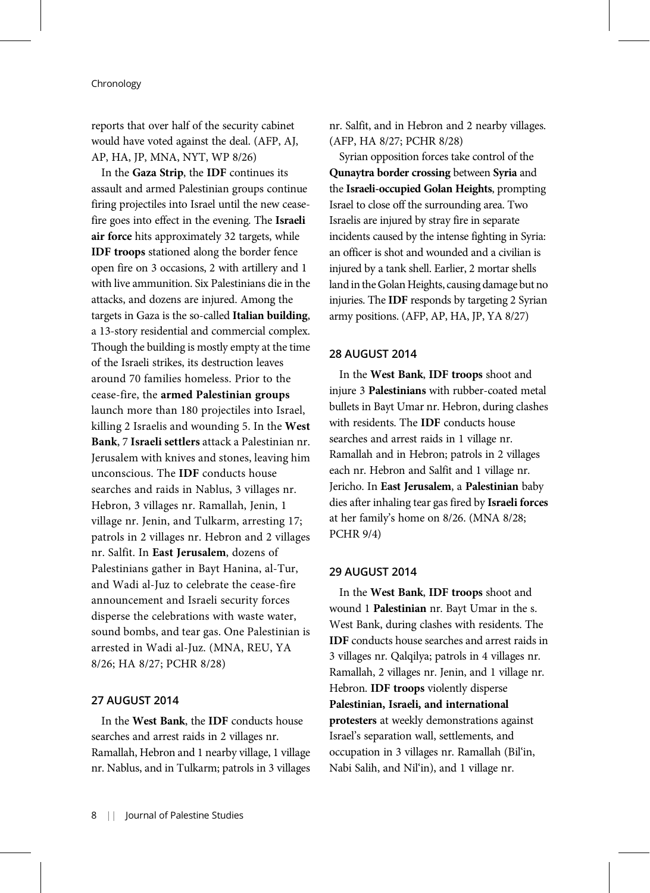reports that over half of the security cabinet would have voted against the deal. (AFP, AJ, AP, HA, JP, MNA, NYT, WP 8/26)

In the **Gaza Strip**, the **IDF** continues its assault and armed Palestinian groups continue firing projectiles into Israel until the new cease-fire goes into effect in the evening. The **Israeli air force** hits approximately 32 targets, while **IDF troops** stationed along the border fence open fire on 3 occasions, 2 with artillery and 1 with live ammunition. Six Palestinians die in the attacks, and dozens are injured. Among the targets in Gaza is the so-called **Italian building**, a 13-story residential and commercial complex. Though the building is mostly empty at the time of the Israeli strikes, its destruction leaves around 70 families homeless. Prior to the cease-fire, the **armed Palestinian groups** launch more than 180 projectiles into Israel, killing 2 Israelis and wounding 5. In the **West Bank**, 7 **Israeli settlers** attack a Palestinian nr. Jerusalem with knives and stones, leaving him unconscious. The **IDF** conducts house searches and raids in Nablus, 3 villages nr. Hebron, 3 villages nr. Ramallah, Jenin, 1 village nr. Jenin, and Tulkarm, arresting 17; patrols in 2 villages nr. Hebron and 2 villages nr. Salfit. In **East Jerusalem**, dozens of Palestinians gather in Bayt Hanina, al-Tur, and Wadi al-Juz to celebrate the cease-fire announcement and Israeli security forces disperse the celebrations with waste water, sound bombs, and tear gas. One Palestinian is arrested in Wadi al-Juz. (MNA, REU, YA 8/26; HA 8/27; PCHR 8/28)

### 27 AUGUST 2014

In the **West Bank**, the **IDF** conducts house searches and arrest raids in 2 villages nr. Ramallah, Hebron and 1 nearby village, 1 village nr. Nablus, and in Tulkarm; patrols in 3 villages nr. Salfit, and in Hebron and 2 nearby villages. (AFP, HA 8/27; PCHR 8/28)

Syrian opposition forces take control of the **Qunaytra border crossing** between **Syria** and the **Israeli-occupied Golan Heights**, prompting Israel to close off the surrounding area. Two Israelis are injured by stray fire in separate incidents caused by the intense fighting in Syria: an officer is shot and wounded and a civilian is injured by a tank shell. Earlier, 2 mortar shells land in the Golan Heights, causing damage but no injuries. The **IDF** responds by targeting 2 Syrian army positions. (AFP, AP, HA, JP, YA 8/27)

### 28 AUGUST 2014

In the **West Bank**, **IDF troops** shoot and injure 3 **Palestinians** with rubber-coated metal bullets in Bayt Umar nr. Hebron, during clashes with residents. The **IDF** conducts house searches and arrest raids in 1 village nr. Ramallah and in Hebron; patrols in 2 villages each nr. Hebron and Salfit and 1 village nr. Jericho. In **East Jerusalem**, a **Palestinian** baby dies after inhaling tear gas fired by **Israeli forces** at her family's home on 8/26. (MNA 8/28; PCHR 9/4)

### 29 AUGUST 2014

In the **West Bank**, **IDF troops** shoot and wound 1 **Palestinian** nr. Bayt Umar in the s. West Bank, during clashes with residents. The **IDF** conducts house searches and arrest raids in 3 villages nr. Qalqilya; patrols in 4 villages nr. Ramallah, 2 villages nr. Jenin, and 1 village nr. Hebron. **IDF troops** violently disperse **Palestinian, Israeli, and international protesters** at weekly demonstrations against Israel's separation wall, settlements, and occupation in 3 villages nr. Ramallah (Bil'in, Nabi Salih, and Nil'in), and 1 village nr.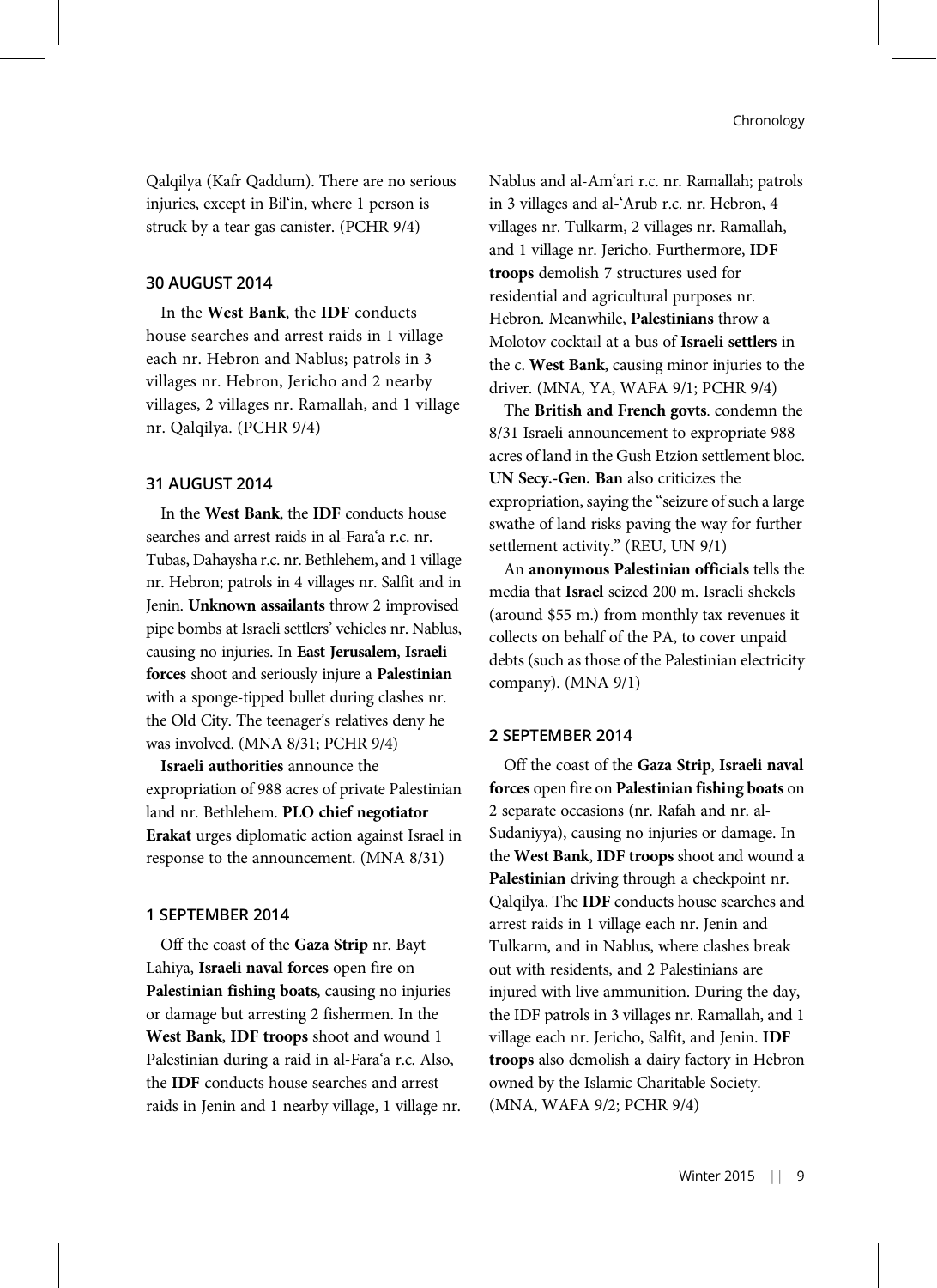Qalqilya (Kafr Qaddum). There are no serious injuries, except in Bil'in, where 1 person is struck by a tear gas canister. (PCHR 9/4)

### 30 AUGUST 2014

In the **West Bank**, the **IDF** conducts house searches and arrest raids in 1 village each nr. Hebron and Nablus; patrols in 3 villages nr. Hebron, Jericho and 2 nearby villages, 2 villages nr. Ramallah, and 1 village nr. Qalqilya. (PCHR 9/4)

### 31 AUGUST 2014

In the **West Bank**, the **IDF** conducts house searches and arrest raids in al-Fara'a r.c. nr. Tubas, Dahaysha r.c. nr. Bethlehem, and 1 village nr. Hebron; patrols in 4 villages nr. Salfit and in Jenin. **Unknown assailants** throw 2 improvised pipe bombs at Israeli settlers' vehicles nr. Nablus, causing no injuries. In **East Jerusalem**, **Israeli forces** shoot and seriously injure a **Palestinian** with a sponge-tipped bullet during clashes nr. the Old City. The teenager's relatives deny he was involved. (MNA 8/31; PCHR 9/4)

**Israeli authorities** announce the expropriation of 988 acres of private Palestinian land nr. Bethlehem. **PLO chief negotiator Erakat** urges diplomatic action against Israel in response to the announcement. (MNA 8/31)

### 1 SEPTEMBER 2014

Off the coast of the **Gaza Strip** nr. Bayt Lahiya, **Israeli naval forces** open fire on **Palestinian fishing boats**, causing no injuries or damage but arresting 2 fishermen. In the **West Bank**, **IDF troops** shoot and wound 1 Palestinian during a raid in al-Fara'a r.c. Also, the **IDF** conducts house searches and arrest raids in Jenin and 1 nearby village, 1 village nr. Nablus and al-Am'ari r.c. nr. Ramallah; patrols in 3 villages and al-'Arub r.c. nr. Hebron, 4 villages nr. Tulkarm, 2 villages nr. Ramallah, and 1 village nr. Jericho. Furthermore, **IDF troops** demolish 7 structures used for residential and agricultural purposes nr. Hebron. Meanwhile, **Palestinians** throw a Molotov cocktail at a bus of **Israeli settlers** in the c. **West Bank**, causing minor injuries to the driver. (MNA, YA, WAFA 9/1; PCHR 9/4)

The **British and French govts**. condemn the 8/31 Israeli announcement to expropriate 988 acres of land in the Gush Etzion settlement bloc. **UN Secy.-Gen. Ban** also criticizes the expropriation, saying the "seizure of such a large swathe of land risks paving the way for further settlement activity." (REU, UN 9/1)

An **anonymous Palestinian officials** tells the media that **Israel** seized 200 m. Israeli shekels (around \$55 m.) from monthly tax revenues it collects on behalf of the PA, to cover unpaid debts (such as those of the Palestinian electricity company). (MNA 9/1)

### 2 SEPTEMBER 2014

Off the coast of the **Gaza Strip**, **Israeli naval forces** open fire on **Palestinian fishing boats** on 2 separate occasions (nr. Rafah and nr. al-Sudaniyya), causing no injuries or damage. In the **West Bank**, **IDF troops** shoot and wound a **Palestinian** driving through a checkpoint nr. Qalqilya. The **IDF** conducts house searches and arrest raids in 1 village each nr. Jenin and Tulkarm, and in Nablus, where clashes break out with residents, and 2 Palestinians are injured with live ammunition. During the day, the IDF patrols in 3 villages nr. Ramallah, and 1 village each nr. Jericho, Salfit, and Jenin. **IDF troops** also demolish a dairy factory in Hebron owned by the Islamic Charitable Society. (MNA, WAFA 9/2; PCHR 9/4)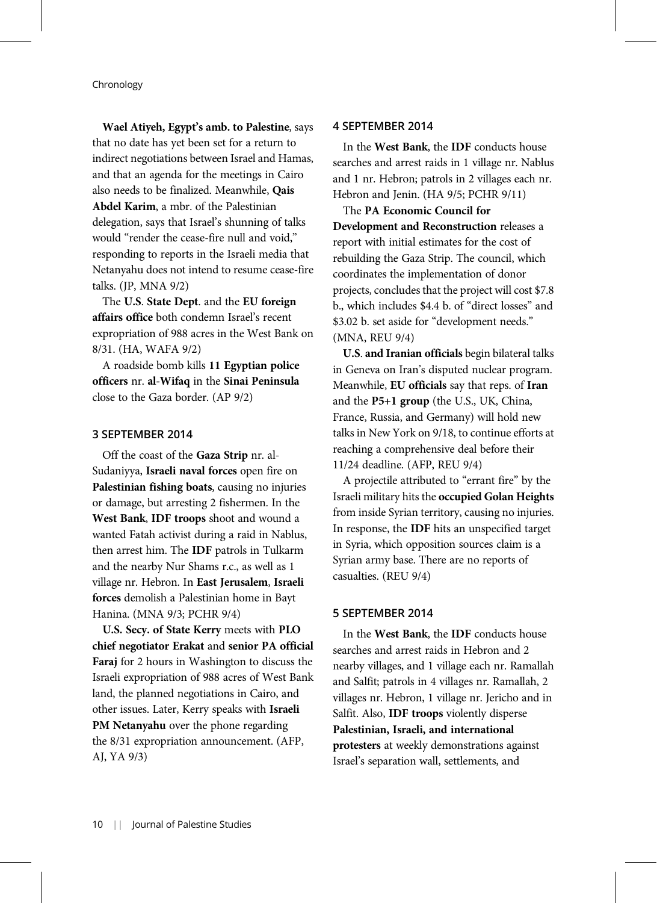**Wael Atiyeh, Egypt's amb. to Palestine**, says that no date has yet been set for a return to indirect negotiations between Israel and Hamas, and that an agenda for the meetings in Cairo also needs to be finalized. Meanwhile, **Qais Abdel Karim**, a mbr. of the Palestinian delegation, says that Israel's shunning of talks would "render the cease-fire null and void," responding to reports in the Israeli media that Netanyahu does not intend to resume cease-fire talks. (JP, MNA 9/2)

The **U.S. State Dept**. and the **EU foreign affairs office** both condemn Israel's recent expropriation of 988 acres in the West Bank on 8/31. (HA, WAFA 9/2)

A roadside bomb kills **11 Egyptian police officers** nr. **al-Wifaq** in the **Sinai Peninsula** close to the Gaza border. (AP 9/2)

## 3 SEPTEMBER 2014

Off the coast of the **Gaza Strip** nr. al-Sudaniyya, **Israeli naval forces** open fire on **Palestinian fishing boats**, causing no injuries or damage, but arresting 2 fishermen. In the **West Bank**, **IDF troops** shoot and wound a wanted Fatah activist during a raid in Nablus, then arrest him. The **IDF** patrols in Tulkarm and the nearby Nur Shams r.c., as well as 1 village nr. Hebron. In **East Jerusalem**, **Israeli forces** demolish a Palestinian home in Bayt Hanina. (MNA 9/3; PCHR 9/4)

**U.S. Secy. of State Kerry** meets with **PLO chief negotiator Erakat** and **senior PA official Faraj** for 2 hours in Washington to discuss the Israeli expropriation of 988 acres of West Bank land, the planned negotiations in Cairo, and other issues. Later, Kerry speaks with **Israeli PM Netanyahu** over the phone regarding the 8/31 expropriation announcement. (AFP, AJ, YA 9/3)

## 4 SEPTEMBER 2014

In the **West Bank**, the **IDF** conducts house searches and arrest raids in 1 village nr. Nablus and 1 nr. Hebron; patrols in 2 villages each nr. Hebron and Jenin. (HA 9/5; PCHR 9/11)

The **PA Economic Council for Development and Reconstruction** releases a report with initial estimates for the cost of rebuilding the Gaza Strip. The council, which coordinates the implementation of donor projects, concludes that the project will cost $7.8 b., which includes $4.4 b. of "direct losses" and $3.02 b. set aside for "development needs." (MNA, REU 9/4)

**U.S. and Iranian officials** begin bilateral talks in Geneva on Iran's disputed nuclear program. Meanwhile, **EU officials** say that reps. of **Iran** and the **P5+1 group** (the U.S., UK, China, France, Russia, and Germany) will hold new talks in New York on 9/18, to continue efforts at reaching a comprehensive deal before their 11/24 deadline. (AFP, REU 9/4)

A projectile attributed to "errant fire" by the Israeli military hits the **occupied Golan Heights** from inside Syrian territory, causing no injuries. In response, the **IDF** hits an unspecified target in Syria, which opposition sources claim is a Syrian army base. There are no reports of casualties. (REU 9/4)

## 5 SEPTEMBER 2014

In the **West Bank**, the **IDF** conducts house searches and arrest raids in Hebron and 2 nearby villages, and 1 village each nr. Ramallah and Salfit; patrols in 4 villages nr. Ramallah, 2 villages nr. Hebron, 1 village nr. Jericho and in Salfit. Also, **IDF troops** violently disperse **Palestinian, Israeli, and international protesters** at weekly demonstrations against Israel's separation wall, settlements, and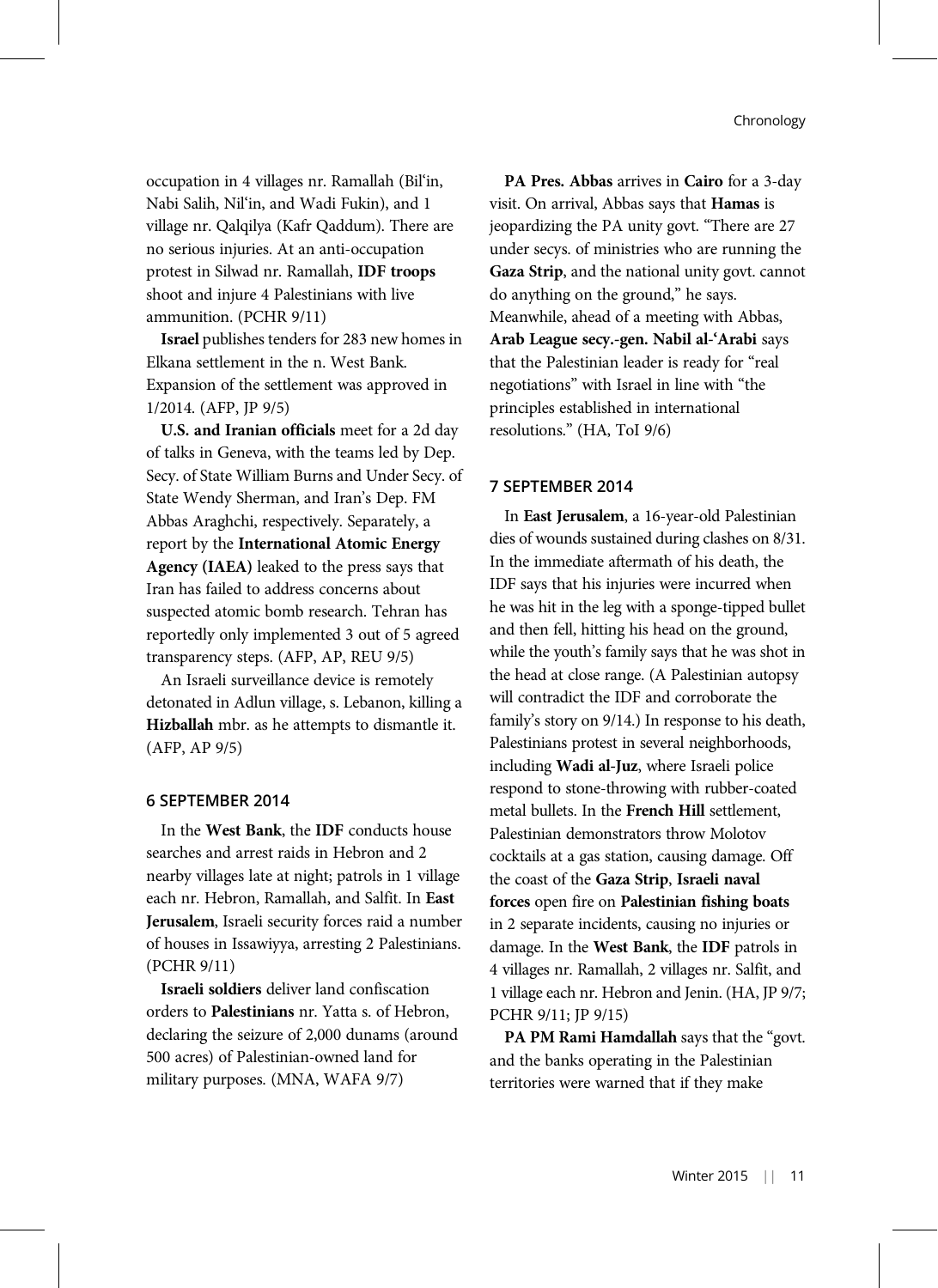occupation in 4 villages nr. Ramallah (Bil'in, Nabi Salih, Nil'in, and Wadi Fukin), and 1 village nr. Qalqilya (Kafr Qaddum). There are no serious injuries. At an anti-occupation protest in Silwad nr. Ramallah, **IDF troops** shoot and injure 4 Palestinians with live ammunition. (PCHR 9/11)

**Israel** publishes tenders for 283 new homes in Elkana settlement in the n. West Bank. Expansion of the settlement was approved in 1/2014. (AFP, JP 9/5)

**U.S. and Iranian officials** meet for a 2d day of talks in Geneva, with the teams led by Dep. Secy. of State William Burns and Under Secy. of State Wendy Sherman, and Iran's Dep. FM Abbas Araghchi, respectively. Separately, a report by the **International Atomic Energy Agency (IAEA)** leaked to the press says that Iran has failed to address concerns about suspected atomic bomb research. Tehran has reportedly only implemented 3 out of 5 agreed transparency steps. (AFP, AP, REU 9/5)

An Israeli surveillance device is remotely detonated in Adlun village, s. Lebanon, killing a **Hizballah** mbr. as he attempts to dismantle it. (AFP, AP 9/5)

## 6 SEPTEMBER 2014

In the **West Bank**, the **IDF** conducts house searches and arrest raids in Hebron and 2 nearby villages late at night; patrols in 1 village each nr. Hebron, Ramallah, and Salfit. In **East Jerusalem**, Israeli security forces raid a number of houses in Issawiyya, arresting 2 Palestinians. (PCHR 9/11)

**Israeli soldiers** deliver land confiscation orders to **Palestinians** nr. Yatta s. of Hebron, declaring the seizure of 2,000 dunams (around 500 acres) of Palestinian-owned land for military purposes. (MNA, WAFA 9/7)

**PA Pres. Abbas** arrives in **Cairo** for a 3-day visit. On arrival, Abbas says that **Hamas** is jeopardizing the PA unity govt. "There are 27 under secys. of ministries who are running the **Gaza Strip**, and the national unity govt. cannot do anything on the ground," he says. Meanwhile, ahead of a meeting with Abbas, **Arab League secy.-gen. Nabil al-'Arabi** says that the Palestinian leader is ready for "real negotiations" with Israel in line with "the principles established in international resolutions." (HA, ToI 9/6)

## 7 SEPTEMBER 2014

In **East Jerusalem**, a 16-year-old Palestinian dies of wounds sustained during clashes on 8/31. In the immediate aftermath of his death, the IDF says that his injuries were incurred when he was hit in the leg with a sponge-tipped bullet and then fell, hitting his head on the ground, while the youth's family says that he was shot in the head at close range. (A Palestinian autopsy will contradict the IDF and corroborate the family's story on 9/14.) In response to his death, Palestinians protest in several neighborhoods, including **Wadi al-Juz**, where Israeli police respond to stone-throwing with rubber-coated metal bullets. In the **French Hill** settlement, Palestinian demonstrators throw Molotov cocktails at a gas station, causing damage. Off the coast of the **Gaza Strip**, **Israeli naval forces** open fire on **Palestinian fishing boats** in 2 separate incidents, causing no injuries or damage. In the **West Bank**, the **IDF** patrols in 4 villages nr. Ramallah, 2 villages nr. Salfit, and 1 village each nr. Hebron and Jenin. (HA, JP 9/7; PCHR 9/11; JP 9/15)

**PA PM Rami Hamdallah** says that the "govt. and the banks operating in the Palestinian territories were warned that if they make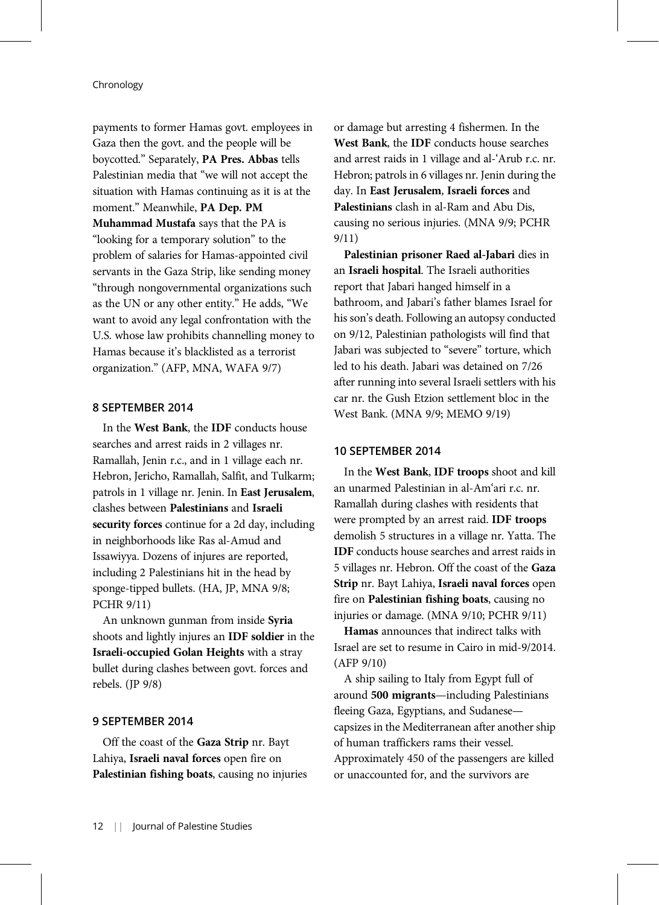payments to former Hamas govt. employees in Gaza then the govt. and the people will be boycotted." Separately, **PA Pres. Abbas** tells Palestinian media that "we will not accept the situation with Hamas continuing as it is at the moment." Meanwhile, **PA Dep. PM Muhammad Mustafa** says that the PA is "looking for a temporary solution" to the problem of salaries for Hamas-appointed civil servants in the Gaza Strip, like sending money "through nongovernmental organizations such as the UN or any other entity." He adds, "We want to avoid any legal confrontation with the U.S. whose law prohibits channelling money to Hamas because it's blacklisted as a terrorist organization." (AFP, MNA, WAFA 9/7)

### 8 SEPTEMBER 2014

In the **West Bank**, the **IDF** conducts house searches and arrest raids in 2 villages nr. Ramallah, Jenin r.c., and in 1 village each nr. Hebron, Jericho, Ramallah, Salfit, and Tulkarm; patrols in 1 village nr. Jenin. In **East Jerusalem**, clashes between **Palestinians** and **Israeli security forces** continue for a 2d day, including in neighborhoods like Ras al-Amud and Issawiyya. Dozens of injures are reported, including 2 Palestinians hit in the head by sponge-tipped bullets. (HA, JP, MNA 9/8; PCHR 9/11)

An unknown gunman from inside **Syria** shoots and lightly injures an **IDF soldier** in the **Israeli-occupied Golan Heights** with a stray bullet during clashes between govt. forces and rebels. (JP 9/8)

### 9 SEPTEMBER 2014

Off the coast of the **Gaza Strip** nr. Bayt Lahiya, **Israeli naval forces** open fire on **Palestinian fishing boats**, causing no injuries or damage but arresting 4 fishermen. In the **West Bank**, the **IDF** conducts house searches and arrest raids in 1 village and al-'Arub r.c. nr. Hebron; patrols in 6 villages nr. Jenin during the day. In **East Jerusalem**, **Israeli forces** and **Palestinians** clash in al-Ram and Abu Dis, causing no serious injuries. (MNA 9/9; PCHR 9/11)

**Palestinian prisoner Raed al-Jabari** dies in an **Israeli hospital**. The Israeli authorities report that Jabari hanged himself in a bathroom, and Jabari's father blames Israel for his son's death. Following an autopsy conducted on 9/12, Palestinian pathologists will find that Jabari was subjected to "severe" torture, which led to his death. Jabari was detained on 7/26 after running into several Israeli settlers with his car nr. the Gush Etzion settlement bloc in the West Bank. (MNA 9/9; MEMO 9/19)

### 10 SEPTEMBER 2014

In the **West Bank**, **IDF troops** shoot and kill an unarmed Palestinian in al-Am'ari r.c. nr. Ramallah during clashes with residents that were prompted by an arrest raid. **IDF troops** demolish 5 structures in a village nr. Yatta. The **IDF** conducts house searches and arrest raids in 5 villages nr. Hebron. Off the coast of the **Gaza Strip** nr. Bayt Lahiya, **Israeli naval forces** open fire on **Palestinian fishing boats**, causing no injuries or damage. (MNA 9/10; PCHR 9/11)

**Hamas** announces that indirect talks with Israel are set to resume in Cairo in mid-9/2014. (AFP 9/10)

A ship sailing to Italy from Egypt full of around **500 migrants**—including Palestinians fleeing Gaza, Egyptians, and Sudanese—capsizes in the Mediterranean after another ship of human traffickers rams their vessel. Approximately 450 of the passengers are killed or unaccounted for, and the survivors are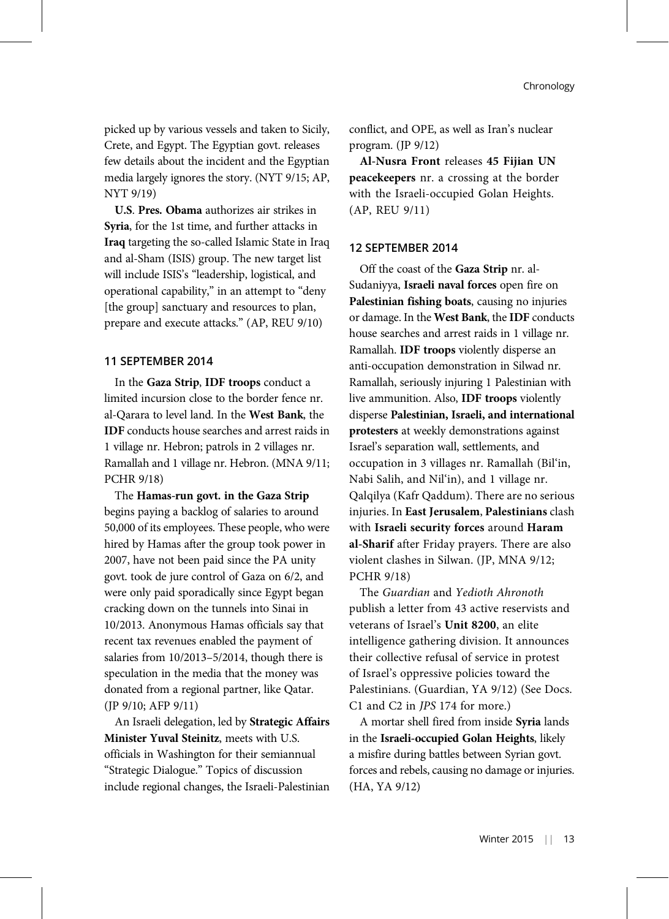picked up by various vessels and taken to Sicily, Crete, and Egypt. The Egyptian govt. releases few details about the incident and the Egyptian media largely ignores the story. (NYT 9/15; AP, NYT 9/19)

**U.S. Pres. Obama** authorizes air strikes in **Syria**, for the 1st time, and further attacks in **Iraq** targeting the so-called Islamic State in Iraq and al-Sham (ISIS) group. The new target list will include ISIS's "leadership, logistical, and operational capability," in an attempt to "deny [the group] sanctuary and resources to plan, prepare and execute attacks." (AP, REU 9/10)

## 11 SEPTEMBER 2014

In the **Gaza Strip**, **IDF troops** conduct a limited incursion close to the border fence nr. al-Qarara to level land. In the **West Bank**, the **IDF** conducts house searches and arrest raids in 1 village nr. Hebron; patrols in 2 villages nr. Ramallah and 1 village nr. Hebron. (MNA 9/11; PCHR 9/18)

The **Hamas-run govt. in the Gaza Strip** begins paying a backlog of salaries to around 50,000 of its employees. These people, who were hired by Hamas after the group took power in 2007, have not been paid since the PA unity govt. took de jure control of Gaza on 6/2, and were only paid sporadically since Egypt began cracking down on the tunnels into Sinai in 10/2013. Anonymous Hamas officials say that recent tax revenues enabled the payment of salaries from 10/2013–5/2014, though there is speculation in the media that the money was donated from a regional partner, like Qatar. (JP 9/10; AFP 9/11)

An Israeli delegation, led by **Strategic Affairs Minister Yuval Steinitz**, meets with U.S. officials in Washington for their semiannual "Strategic Dialogue." Topics of discussion include regional changes, the Israeli-Palestinian conflict, and OPE, as well as Iran's nuclear program. (JP 9/12)

**Al-Nusra Front** releases **45 Fijian UN peacekeepers** nr. a crossing at the border with the Israeli-occupied Golan Heights. (AP, REU 9/11)

## 12 SEPTEMBER 2014

Off the coast of the **Gaza Strip** nr. al-Sudaniyya, **Israeli naval forces** open fire on **Palestinian fishing boats**, causing no injuries or damage. In the **West Bank**, the **IDF** conducts house searches and arrest raids in 1 village nr. Ramallah. **IDF troops** violently disperse an anti-occupation demonstration in Silwad nr. Ramallah, seriously injuring 1 Palestinian with live ammunition. Also, **IDF troops** violently disperse **Palestinian, Israeli, and international protesters** at weekly demonstrations against Israel's separation wall, settlements, and occupation in 3 villages nr. Ramallah (Bil'in, Nabi Salih, and Nil'in), and 1 village nr. Qalqilya (Kafr Qaddum). There are no serious injuries. In **East Jerusalem**, **Palestinians** clash with **Israeli security forces** around **Haram al-Sharif** after Friday prayers. There are also violent clashes in Silwan. (JP, MNA 9/12; PCHR 9/18)

The *Guardian* and *Yedioth Ahronoth* publish a letter from 43 active reservists and veterans of Israel's **Unit 8200**, an elite intelligence gathering division. It announces their collective refusal of service in protest of Israel's oppressive policies toward the Palestinians. (Guardian, YA 9/12) (See Docs. C1 and C2 in *JPS* 174 for more.)

A mortar shell fired from inside **Syria** lands in the **Israeli-occupied Golan Heights**, likely a misfire during battles between Syrian govt. forces and rebels, causing no damage or injuries. (HA, YA 9/12)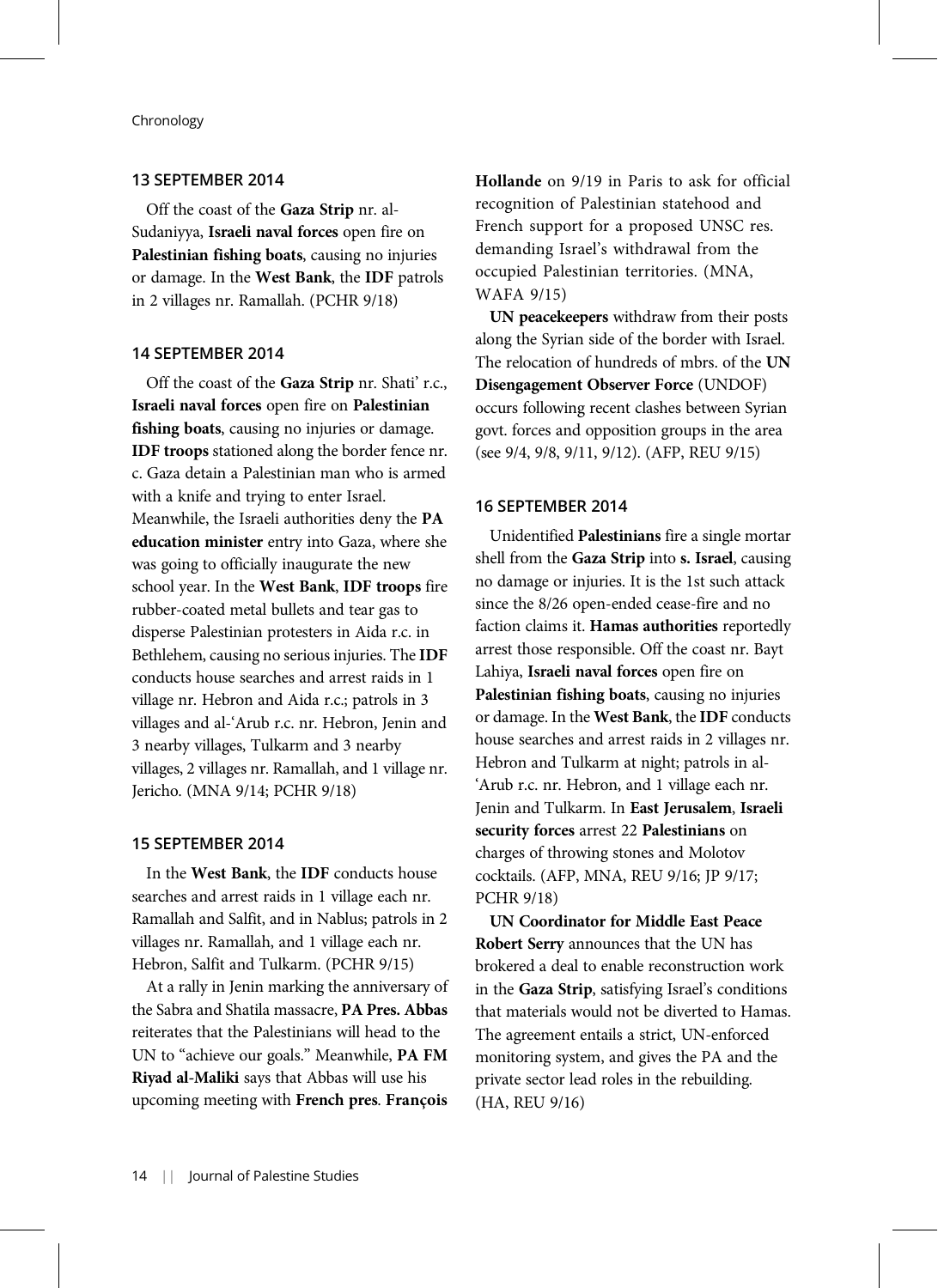### 13 SEPTEMBER 2014

Off the coast of the **Gaza Strip** nr. al-Sudaniyya, **Israeli naval forces** open fire on **Palestinian fishing boats**, causing no injuries or damage. In the **West Bank**, the **IDF** patrols in 2 villages nr. Ramallah. (PCHR 9/18)

### 14 SEPTEMBER 2014

Off the coast of the **Gaza Strip** nr. Shati' r.c., **Israeli naval forces** open fire on **Palestinian fishing boats**, causing no injuries or damage. **IDF troops** stationed along the border fence nr. c. Gaza detain a Palestinian man who is armed with a knife and trying to enter Israel. Meanwhile, the Israeli authorities deny the **PA education minister** entry into Gaza, where she was going to officially inaugurate the new school year. In the **West Bank**, **IDF troops** fire rubber-coated metal bullets and tear gas to disperse Palestinian protesters in Aida r.c. in Bethlehem, causing no serious injuries. The **IDF** conducts house searches and arrest raids in 1 village nr. Hebron and Aida r.c.; patrols in 3 villages and al-'Arub r.c. nr. Hebron, Jenin and 3 nearby villages, Tulkarm and 3 nearby villages, 2 villages nr. Ramallah, and 1 village nr. Jericho. (MNA 9/14; PCHR 9/18)

### 15 SEPTEMBER 2014

In the **West Bank**, the **IDF** conducts house searches and arrest raids in 1 village each nr. Ramallah and Salfit, and in Nablus; patrols in 2 villages nr. Ramallah, and 1 village each nr. Hebron, Salfit and Tulkarm. (PCHR 9/15)

At a rally in Jenin marking the anniversary of the Sabra and Shatila massacre, **PA Pres. Abbas** reiterates that the Palestinians will head to the UN to "achieve our goals." Meanwhile, **PA FM Riyad al-Maliki** says that Abbas will use his upcoming meeting with **French pres. François Hollande** on 9/19 in Paris to ask for official recognition of Palestinian statehood and French support for a proposed UNSC res. demanding Israel's withdrawal from the occupied Palestinian territories. (MNA, WAFA 9/15)

**UN peacekeepers** withdraw from their posts along the Syrian side of the border with Israel. The relocation of hundreds of mbrs. of the **UN Disengagement Observer Force** (UNDOF) occurs following recent clashes between Syrian govt. forces and opposition groups in the area (see 9/4, 9/8, 9/11, 9/12). (AFP, REU 9/15)

### 16 SEPTEMBER 2014

Unidentified **Palestinians** fire a single mortar shell from the **Gaza Strip** into **s. Israel**, causing no damage or injuries. It is the 1st such attack since the 8/26 open-ended cease-fire and no faction claims it. **Hamas authorities** reportedly arrest those responsible. Off the coast nr. Bayt Lahiya, **Israeli naval forces** open fire on **Palestinian fishing boats**, causing no injuries or damage. In the **West Bank**, the **IDF** conducts house searches and arrest raids in 2 villages nr. Hebron and Tulkarm at night; patrols in al-'Arub r.c. nr. Hebron, and 1 village each nr. Jenin and Tulkarm. In **East Jerusalem**, **Israeli security forces** arrest 22 **Palestinians** on charges of throwing stones and Molotov cocktails. (AFP, MNA, REU 9/16; JP 9/17; PCHR 9/18)

**UN Coordinator for Middle East Peace Robert Serry** announces that the UN has brokered a deal to enable reconstruction work in the **Gaza Strip**, satisfying Israel's conditions that materials would not be diverted to Hamas. The agreement entails a strict, UN-enforced monitoring system, and gives the PA and the private sector lead roles in the rebuilding. (HA, REU 9/16)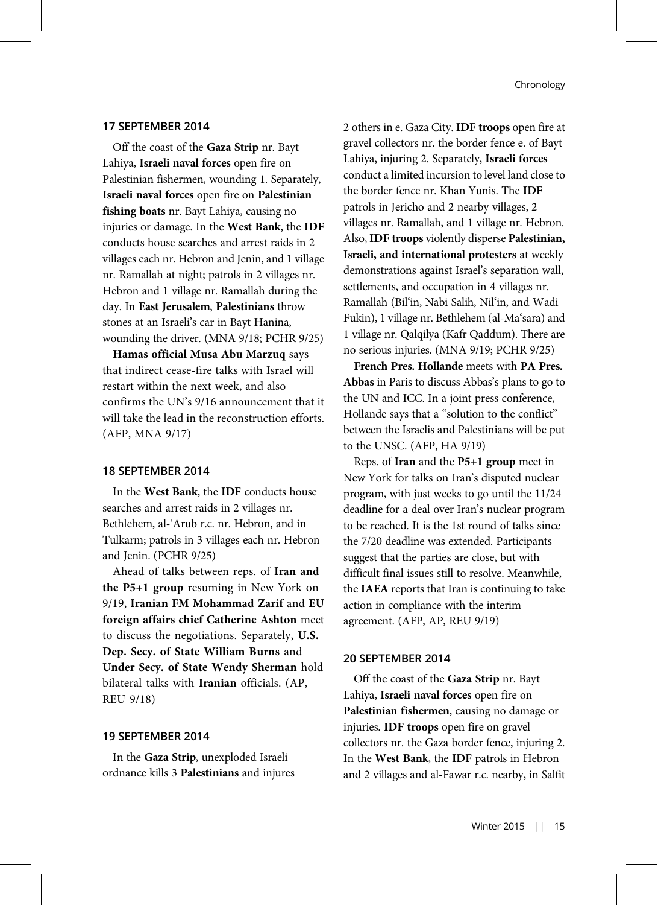### 17 SEPTEMBER 2014

Off the coast of the **Gaza Strip** nr. Bayt Lahiya, **Israeli naval forces** open fire on Palestinian fishermen, wounding 1. Separately, **Israeli naval forces** open fire on **Palestinian fishing boats** nr. Bayt Lahiya, causing no injuries or damage. In the **West Bank**, the **IDF** conducts house searches and arrest raids in 2 villages each nr. Hebron and Jenin, and 1 village nr. Ramallah at night; patrols in 2 villages nr. Hebron and 1 village nr. Ramallah during the day. In **East Jerusalem**, **Palestinians** throw stones at an Israeli's car in Bayt Hanina, wounding the driver. (MNA 9/18; PCHR 9/25)

**Hamas official Musa Abu Marzuq** says that indirect cease-fire talks with Israel will restart within the next week, and also confirms the UN's 9/16 announcement that it will take the lead in the reconstruction efforts. (AFP, MNA 9/17)

### 18 SEPTEMBER 2014

In the **West Bank**, the **IDF** conducts house searches and arrest raids in 2 villages nr. Bethlehem, al-'Arub r.c. nr. Hebron, and in Tulkarm; patrols in 3 villages each nr. Hebron and Jenin. (PCHR 9/25)

Ahead of talks between reps. of **Iran and the P5+1 group** resuming in New York on 9/19, **Iranian FM Mohammad Zarif** and **EU foreign affairs chief Catherine Ashton** meet to discuss the negotiations. Separately, **U.S. Dep. Secy. of State William Burns** and **Under Secy. of State Wendy Sherman** hold bilateral talks with **Iranian** officials. (AP, REU 9/18)

### 19 SEPTEMBER 2014

In the **Gaza Strip**, unexploded Israeli ordnance kills 3 **Palestinians** and injures 2 others in e. Gaza City. **IDF troops** open fire at gravel collectors nr. the border fence e. of Bayt Lahiya, injuring 2. Separately, **Israeli forces** conduct a limited incursion to level land close to the border fence nr. Khan Yunis. The **IDF** patrols in Jericho and 2 nearby villages, 2 villages nr. Ramallah, and 1 village nr. Hebron. Also, **IDF troops** violently disperse **Palestinian, Israeli, and international protesters** at weekly demonstrations against Israel's separation wall, settlements, and occupation in 4 villages nr. Ramallah (Bil'in, Nabi Salih, Nil'in, and Wadi Fukin), 1 village nr. Bethlehem (al-Ma'sara) and 1 village nr. Qalqilya (Kafr Qaddum). There are no serious injuries. (MNA 9/19; PCHR 9/25)

**French Pres. Hollande** meets with **PA Pres. Abbas** in Paris to discuss Abbas's plans to go to the UN and ICC. In a joint press conference, Hollande says that a "solution to the conflict" between the Israelis and Palestinians will be put to the UNSC. (AFP, HA 9/19)

Reps. of **Iran** and the **P5+1 group** meet in New York for talks on Iran's disputed nuclear program, with just weeks to go until the 11/24 deadline for a deal over Iran's nuclear program to be reached. It is the 1st round of talks since the 7/20 deadline was extended. Participants suggest that the parties are close, but with difficult final issues still to resolve. Meanwhile, the **IAEA** reports that Iran is continuing to take action in compliance with the interim agreement. (AFP, AP, REU 9/19)

### 20 SEPTEMBER 2014

Off the coast of the **Gaza Strip** nr. Bayt Lahiya, **Israeli naval forces** open fire on **Palestinian fishermen**, causing no damage or injuries. **IDF troops** open fire on gravel collectors nr. the Gaza border fence, injuring 2. In the **West Bank**, the **IDF** patrols in Hebron and 2 villages and al-Fawar r.c. nearby, in Salfit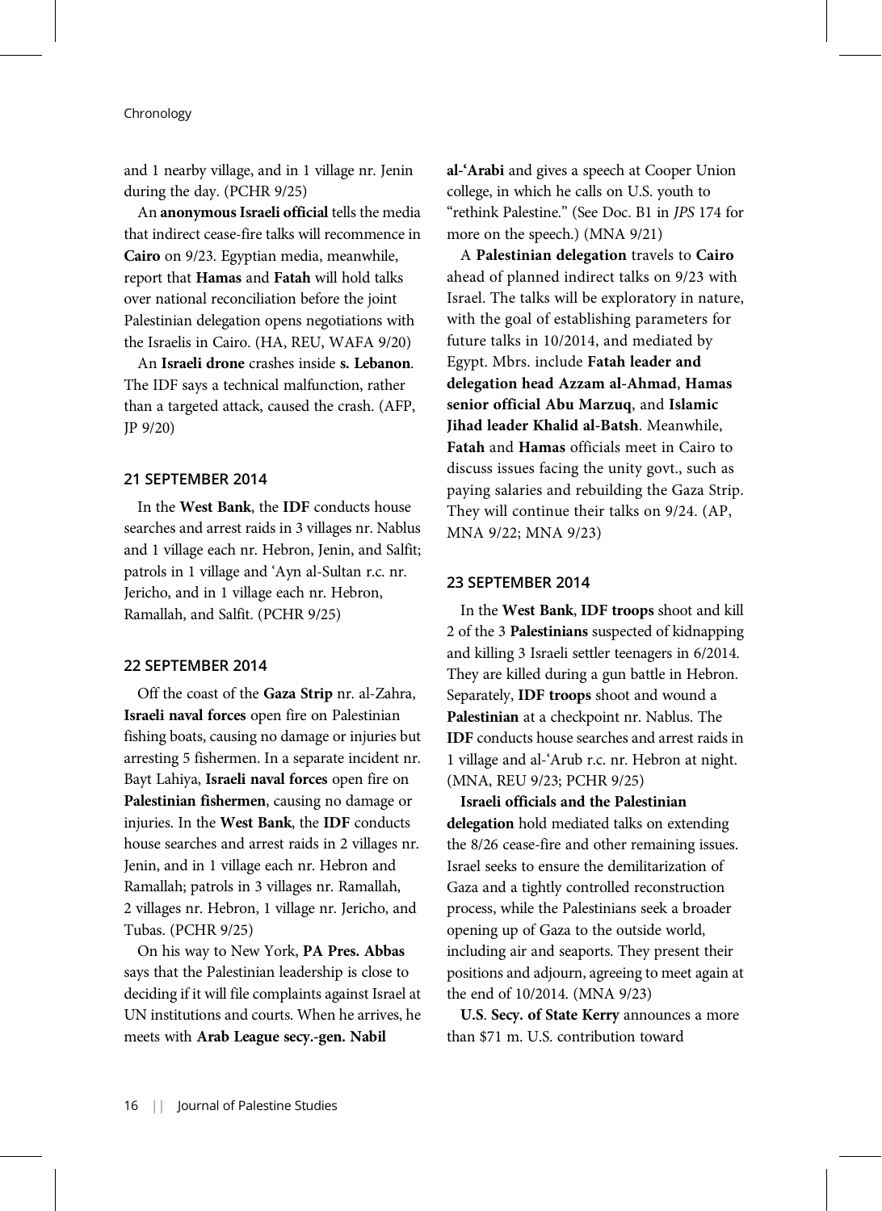and 1 nearby village, and in 1 village nr. Jenin during the day. (PCHR 9/25)

An **anonymous Israeli official** tells the media that indirect cease-fire talks will recommence in **Cairo** on 9/23. Egyptian media, meanwhile, report that **Hamas** and **Fatah** will hold talks over national reconciliation before the joint Palestinian delegation opens negotiations with the Israelis in Cairo. (HA, REU, WAFA 9/20)

An **Israeli drone** crashes inside **s. Lebanon**. The IDF says a technical malfunction, rather than a targeted attack, caused the crash. (AFP, JP 9/20)

### 21 SEPTEMBER 2014

In the **West Bank**, the **IDF** conducts house searches and arrest raids in 3 villages nr. Nablus and 1 village each nr. Hebron, Jenin, and Salfit; patrols in 1 village and ʿAyn al-Sultan r.c. nr. Jericho, and in 1 village each nr. Hebron, Ramallah, and Salfit. (PCHR 9/25)

### 22 SEPTEMBER 2014

Off the coast of the **Gaza Strip** nr. al-Zahra, **Israeli naval forces** open fire on Palestinian fishing boats, causing no damage or injuries but arresting 5 fishermen. In a separate incident nr. Bayt Lahiya, **Israeli naval forces** open fire on **Palestinian fishermen**, causing no damage or injuries. In the **West Bank**, the **IDF** conducts house searches and arrest raids in 2 villages nr. Jenin, and in 1 village each nr. Hebron and Ramallah; patrols in 3 villages nr. Ramallah, 2 villages nr. Hebron, 1 village nr. Jericho, and Tubas. (PCHR 9/25)

On his way to New York, **PA Pres. Abbas** says that the Palestinian leadership is close to deciding if it will file complaints against Israel at UN institutions and courts. When he arrives, he meets with **Arab League secy.-gen. Nabil al-ʿArabi** and gives a speech at Cooper Union college, in which he calls on U.S. youth to "rethink Palestine." (See Doc. B1 in *JPS* 174 for more on the speech.) (MNA 9/21)

A **Palestinian delegation** travels to **Cairo** ahead of planned indirect talks on 9/23 with Israel. The talks will be exploratory in nature, with the goal of establishing parameters for future talks in 10/2014, and mediated by Egypt. Mbrs. include **Fatah leader and delegation head Azzam al-Ahmad**, **Hamas senior official Abu Marzuq**, and **Islamic Jihad leader Khalid al-Batsh**. Meanwhile, **Fatah** and **Hamas** officials meet in Cairo to discuss issues facing the unity govt., such as paying salaries and rebuilding the Gaza Strip. They will continue their talks on 9/24. (AP, MNA 9/22; MNA 9/23)

### 23 SEPTEMBER 2014

In the **West Bank**, **IDF troops** shoot and kill 2 of the 3 **Palestinians** suspected of kidnapping and killing 3 Israeli settler teenagers in 6/2014. They are killed during a gun battle in Hebron. Separately, **IDF troops** shoot and wound a **Palestinian** at a checkpoint nr. Nablus. The **IDF** conducts house searches and arrest raids in 1 village and al-ʿArub r.c. nr. Hebron at night. (MNA, REU 9/23; PCHR 9/25)

**Israeli officials and the Palestinian delegation** hold mediated talks on extending the 8/26 cease-fire and other remaining issues. Israel seeks to ensure the demilitarization of Gaza and a tightly controlled reconstruction process, while the Palestinians seek a broader opening up of Gaza to the outside world, including air and seaports. They present their positions and adjourn, agreeing to meet again at the end of 10/2014. (MNA 9/23)

**U.S. Secy. of State Kerry** announces a more than $71 m. U.S. contribution toward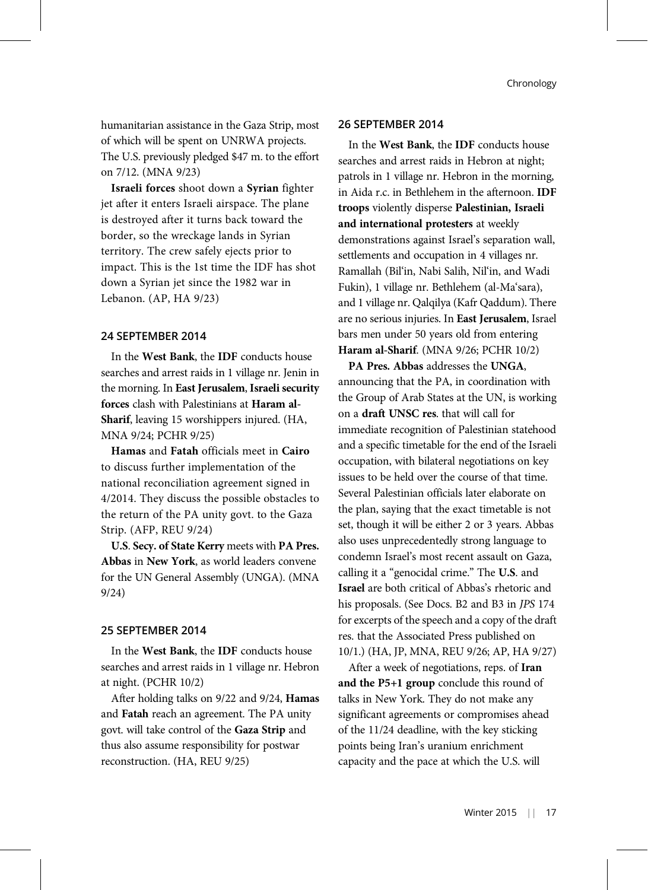humanitarian assistance in the Gaza Strip, most of which will be spent on UNRWA projects. The U.S. previously pledged $47 m. to the effort on 7/12. (MNA 9/23)

**Israeli forces** shoot down a **Syrian** fighter jet after it enters Israeli airspace. The plane is destroyed after it turns back toward the border, so the wreckage lands in Syrian territory. The crew safely ejects prior to impact. This is the 1st time the IDF has shot down a Syrian jet since the 1982 war in Lebanon. (AP, HA 9/23)

### 24 SEPTEMBER 2014

In the **West Bank**, the **IDF** conducts house searches and arrest raids in 1 village nr. Jenin in the morning. In **East Jerusalem**, **Israeli security forces** clash with Palestinians at **Haram al-Sharif**, leaving 15 worshippers injured. (HA, MNA 9/24; PCHR 9/25)

**Hamas** and **Fatah** officials meet in **Cairo** to discuss further implementation of the national reconciliation agreement signed in 4/2014. They discuss the possible obstacles to the return of the PA unity govt. to the Gaza Strip. (AFP, REU 9/24)

**U.S. Secy. of State Kerry** meets with **PA Pres. Abbas** in **New York**, as world leaders convene for the UN General Assembly (UNGA). (MNA 9/24)

### 25 SEPTEMBER 2014

In the **West Bank**, the **IDF** conducts house searches and arrest raids in 1 village nr. Hebron at night. (PCHR 10/2)

After holding talks on 9/22 and 9/24, **Hamas** and **Fatah** reach an agreement. The PA unity govt. will take control of the **Gaza Strip** and thus also assume responsibility for postwar reconstruction. (HA, REU 9/25)

### 26 SEPTEMBER 2014

In the **West Bank**, the **IDF** conducts house searches and arrest raids in Hebron at night; patrols in 1 village nr. Hebron in the morning, in Aida r.c. in Bethlehem in the afternoon. **IDF troops** violently disperse **Palestinian, Israeli and international protesters** at weekly demonstrations against Israel's separation wall, settlements and occupation in 4 villages nr. Ramallah (Bil'in, Nabi Salih, Nil'in, and Wadi Fukin), 1 village nr. Bethlehem (al-Ma'sara), and 1 village nr. Qalqilya (Kafr Qaddum). There are no serious injuries. In **East Jerusalem**, Israel bars men under 50 years old from entering **Haram al-Sharif**. (MNA 9/26; PCHR 10/2)

**PA Pres. Abbas** addresses the **UNGA**, announcing that the PA, in coordination with the Group of Arab States at the UN, is working on a **draft UNSC res**. that will call for immediate recognition of Palestinian statehood and a specific timetable for the end of the Israeli occupation, with bilateral negotiations on key issues to be held over the course of that time. Several Palestinian officials later elaborate on the plan, saying that the exact timetable is not set, though it will be either 2 or 3 years. Abbas also uses unprecedentedly strong language to condemn Israel's most recent assault on Gaza, calling it a "genocidal crime." The **U.S**. and **Israel** are both critical of Abbas's rhetoric and his proposals. (See Docs. B2 and B3 in *JPS* 174 for excerpts of the speech and a copy of the draft res. that the Associated Press published on 10/1.) (HA, JP, MNA, REU 9/26; AP, HA 9/27)

After a week of negotiations, reps. of **Iran and the P5+1 group** conclude this round of talks in New York. They do not make any significant agreements or compromises ahead of the 11/24 deadline, with the key sticking points being Iran's uranium enrichment capacity and the pace at which the U.S. will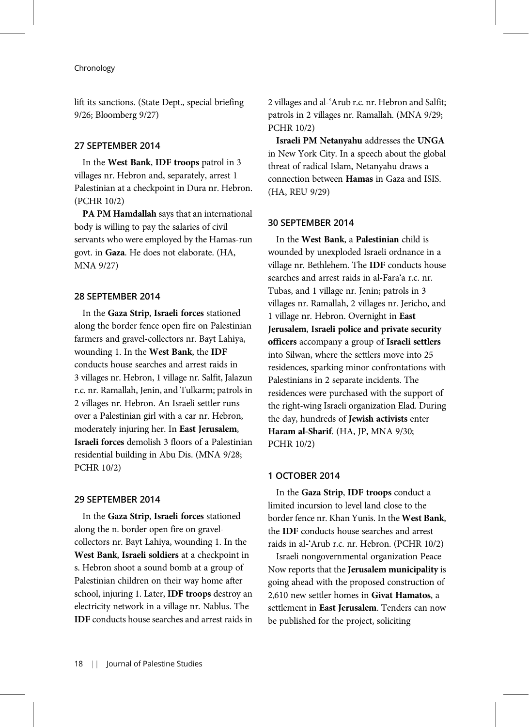lift its sanctions. (State Dept., special briefing 9/26; Bloomberg 9/27)

### 27 SEPTEMBER 2014

In the **West Bank**, **IDF troops** patrol in 3 villages nr. Hebron and, separately, arrest 1 Palestinian at a checkpoint in Dura nr. Hebron. (PCHR 10/2)

**PA PM Hamdallah** says that an international body is willing to pay the salaries of civil servants who were employed by the Hamas-run govt. in **Gaza**. He does not elaborate. (HA, MNA 9/27)

### 28 SEPTEMBER 2014

In the **Gaza Strip**, **Israeli forces** stationed along the border fence open fire on Palestinian farmers and gravel-collectors nr. Bayt Lahiya, wounding 1. In the **West Bank**, the **IDF** conducts house searches and arrest raids in 3 villages nr. Hebron, 1 village nr. Salfit, Jalazun r.c. nr. Ramallah, Jenin, and Tulkarm; patrols in 2 villages nr. Hebron. An Israeli settler runs over a Palestinian girl with a car nr. Hebron, moderately injuring her. In **East Jerusalem**, **Israeli forces** demolish 3 floors of a Palestinian residential building in Abu Dis. (MNA 9/28; PCHR 10/2)

### 29 SEPTEMBER 2014

In the **Gaza Strip**, **Israeli forces** stationed along the n. border open fire on gravel-collectors nr. Bayt Lahiya, wounding 1. In the **West Bank**, **Israeli soldiers** at a checkpoint in s. Hebron shoot a sound bomb at a group of Palestinian children on their way home after school, injuring 1. Later, **IDF troops** destroy an electricity network in a village nr. Nablus. The **IDF** conducts house searches and arrest raids in 2 villages and al-'Arub r.c. nr. Hebron and Salfit; patrols in 2 villages nr. Ramallah. (MNA 9/29; PCHR 10/2)

**Israeli PM Netanyahu** addresses the **UNGA** in New York City. In a speech about the global threat of radical Islam, Netanyahu draws a connection between **Hamas** in Gaza and ISIS. (HA, REU 9/29)

### 30 SEPTEMBER 2014

In the **West Bank**, a **Palestinian** child is wounded by unexploded Israeli ordnance in a village nr. Bethlehem. The **IDF** conducts house searches and arrest raids in al-Fara'a r.c. nr. Tubas, and 1 village nr. Jenin; patrols in 3 villages nr. Ramallah, 2 villages nr. Jericho, and 1 village nr. Hebron. Overnight in **East Jerusalem**, **Israeli police and private security officers** accompany a group of **Israeli settlers** into Silwan, where the settlers move into 25 residences, sparking minor confrontations with Palestinians in 2 separate incidents. The residences were purchased with the support of the right-wing Israeli organization Elad. During the day, hundreds of **Jewish activists** enter **Haram al-Sharif**. (HA, JP, MNA 9/30; PCHR 10/2)

### 1 OCTOBER 2014

In the **Gaza Strip**, **IDF troops** conduct a limited incursion to level land close to the border fence nr. Khan Yunis. In the **West Bank**, the **IDF** conducts house searches and arrest raids in al-'Arub r.c. nr. Hebron. (PCHR 10/2)

Israeli nongovernmental organization Peace Now reports that the **Jerusalem municipality** is going ahead with the proposed construction of 2,610 new settler homes in **Givat Hamatos**, a settlement in **East Jerusalem**. Tenders can now be published for the project, soliciting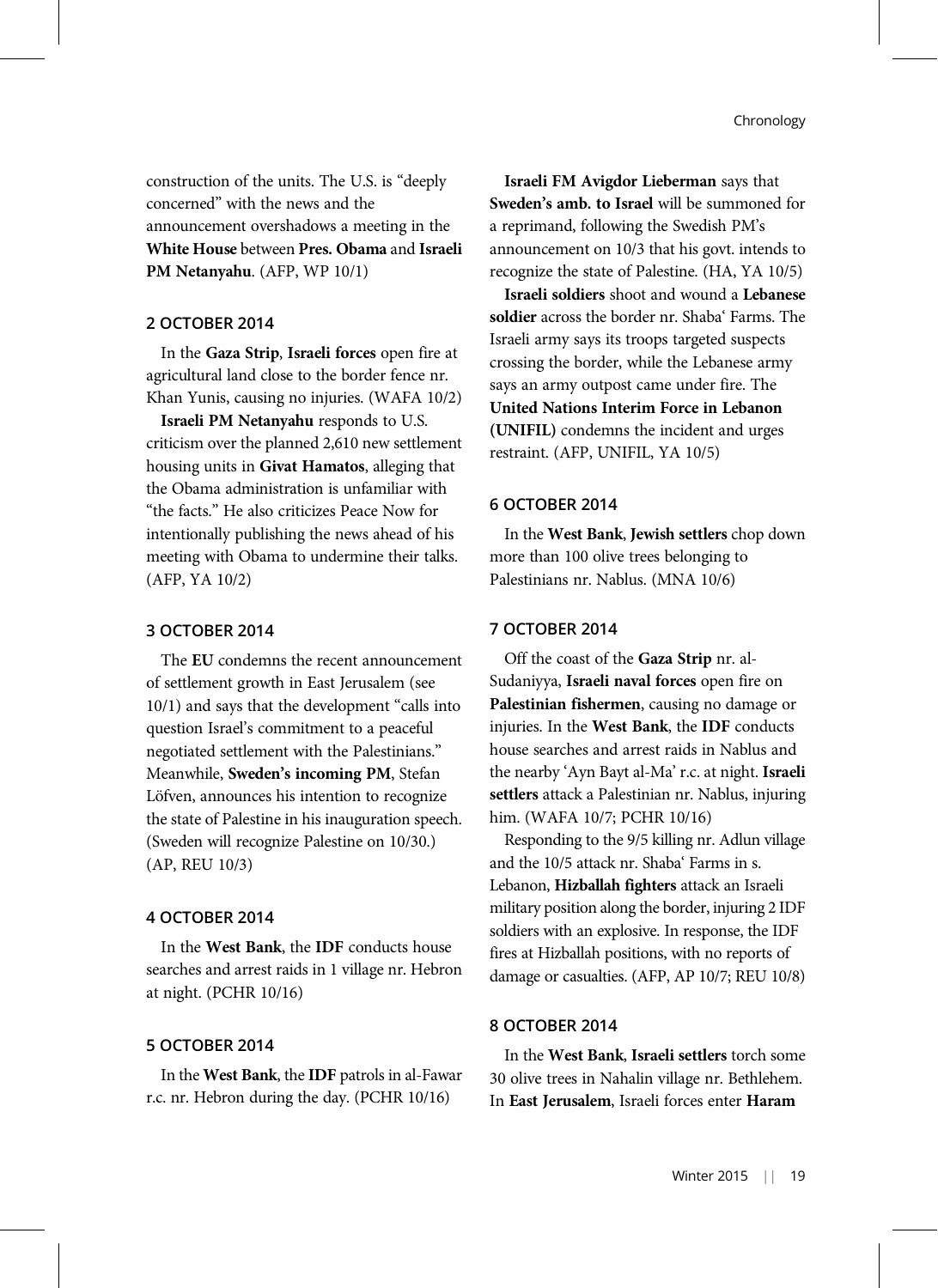construction of the units. The U.S. is "deeply concerned" with the news and the announcement overshadows a meeting in the **White House** between **Pres. Obama** and **Israeli PM Netanyahu**. (AFP, WP 10/1)

## 2 OCTOBER 2014

In the **Gaza Strip**, **Israeli forces** open fire at agricultural land close to the border fence nr. Khan Yunis, causing no injuries. (WAFA 10/2)

**Israeli PM Netanyahu** responds to U.S. criticism over the planned 2,610 new settlement housing units in **Givat Hamatos**, alleging that the Obama administration is unfamiliar with "the facts." He also criticizes Peace Now for intentionally publishing the news ahead of his meeting with Obama to undermine their talks. (AFP, YA 10/2)

## 3 OCTOBER 2014

The **EU** condemns the recent announcement of settlement growth in East Jerusalem (see 10/1) and says that the development "calls into question Israel's commitment to a peaceful negotiated settlement with the Palestinians." Meanwhile, **Sweden's incoming PM**, Stefan Löfven, announces his intention to recognize the state of Palestine in his inauguration speech. (Sweden will recognize Palestine on 10/30.) (AP, REU 10/3)

## 4 OCTOBER 2014

In the **West Bank**, the **IDF** conducts house searches and arrest raids in 1 village nr. Hebron at night. (PCHR 10/16)

## 5 OCTOBER 2014

In the **West Bank**, the **IDF** patrols in al-Fawar r.c. nr. Hebron during the day. (PCHR 10/16)

**Israeli FM Avigdor Lieberman** says that **Sweden's amb. to Israel** will be summoned for a reprimand, following the Swedish PM's announcement on 10/3 that his govt. intends to recognize the state of Palestine. (HA, YA 10/5)

**Israeli soldiers** shoot and wound a **Lebanese soldier** across the border nr. Shaba' Farms. The Israeli army says its troops targeted suspects crossing the border, while the Lebanese army says an army outpost came under fire. The **United Nations Interim Force in Lebanon (UNIFIL)** condemns the incident and urges restraint. (AFP, UNIFIL, YA 10/5)

## 6 OCTOBER 2014

In the **West Bank**, **Jewish settlers** chop down more than 100 olive trees belonging to Palestinians nr. Nablus. (MNA 10/6)

## 7 OCTOBER 2014

Off the coast of the **Gaza Strip** nr. al-Sudaniyya, **Israeli naval forces** open fire on **Palestinian fishermen**, causing no damage or injuries. In the **West Bank**, the **IDF** conducts house searches and arrest raids in Nablus and the nearby 'Ayn Bayt al-Ma' r.c. at night. **Israeli settlers** attack a Palestinian nr. Nablus, injuring him. (WAFA 10/7; PCHR 10/16)

Responding to the 9/5 killing nr. Adlun village and the 10/5 attack nr. Shaba' Farms in s. Lebanon, **Hizballah fighters** attack an Israeli military position along the border, injuring 2 IDF soldiers with an explosive. In response, the IDF fires at Hizballah positions, with no reports of damage or casualties. (AFP, AP 10/7; REU 10/8)

## 8 OCTOBER 2014

In the **West Bank**, **Israeli settlers** torch some 30 olive trees in Nahalin village nr. Bethlehem. In **East Jerusalem**, Israeli forces enter **Haram**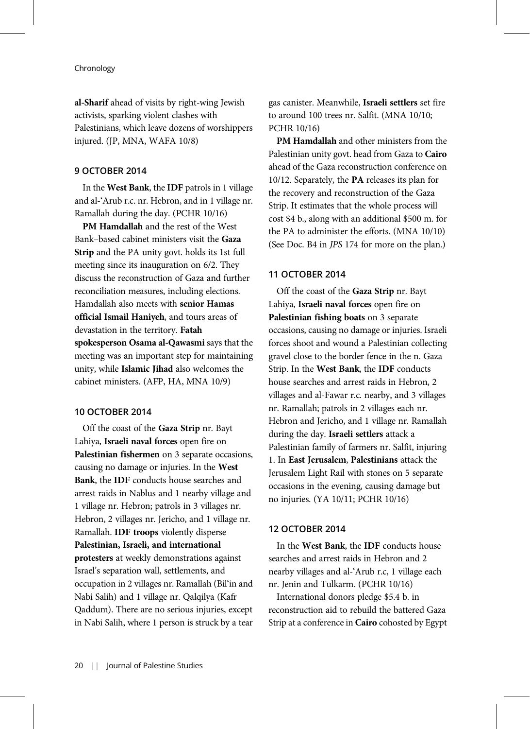**al-Sharif** ahead of visits by right-wing Jewish activists, sparking violent clashes with Palestinians, which leave dozens of worshippers injured. (JP, MNA, WAFA 10/8)

### 9 OCTOBER 2014

In the **West Bank**, the **IDF** patrols in 1 village and al-ʿArub r.c. nr. Hebron, and in 1 village nr. Ramallah during the day. (PCHR 10/16)

**PM Hamdallah** and the rest of the West Bank–based cabinet ministers visit the **Gaza Strip** and the PA unity govt. holds its 1st full meeting since its inauguration on 6/2. They discuss the reconstruction of Gaza and further reconciliation measures, including elections. Hamdallah also meets with **senior Hamas official Ismail Haniyeh**, and tours areas of devastation in the territory. **Fatah spokesperson Osama al-Qawasmi** says that the meeting was an important step for maintaining unity, while **Islamic Jihad** also welcomes the cabinet ministers. (AFP, HA, MNA 10/9)

### 10 OCTOBER 2014

Off the coast of the **Gaza Strip** nr. Bayt Lahiya, **Israeli naval forces** open fire on **Palestinian fishermen** on 3 separate occasions, causing no damage or injuries. In the **West Bank**, the **IDF** conducts house searches and arrest raids in Nablus and 1 nearby village and 1 village nr. Hebron; patrols in 3 villages nr. Hebron, 2 villages nr. Jericho, and 1 village nr. Ramallah. **IDF troops** violently disperse **Palestinian, Israeli, and international protesters** at weekly demonstrations against Israel's separation wall, settlements, and occupation in 2 villages nr. Ramallah (Bil'in and Nabi Salih) and 1 village nr. Qalqilya (Kafr Qaddum). There are no serious injuries, except in Nabi Salih, where 1 person is struck by a tear gas canister. Meanwhile, **Israeli settlers** set fire to around 100 trees nr. Salfit. (MNA 10/10; PCHR 10/16)

**PM Hamdallah** and other ministers from the Palestinian unity govt. head from Gaza to **Cairo** ahead of the Gaza reconstruction conference on 10/12. Separately, the **PA** releases its plan for the recovery and reconstruction of the Gaza Strip. It estimates that the whole process will cost $4 b., along with an additional $500 m. for the PA to administer the efforts. (MNA 10/10) (See Doc. B4 in *JPS* 174 for more on the plan.)

### 11 OCTOBER 2014

Off the coast of the **Gaza Strip** nr. Bayt Lahiya, **Israeli naval forces** open fire on **Palestinian fishing boats** on 3 separate occasions, causing no damage or injuries. Israeli forces shoot and wound a Palestinian collecting gravel close to the border fence in the n. Gaza Strip. In the **West Bank**, the **IDF** conducts house searches and arrest raids in Hebron, 2 villages and al-Fawar r.c. nearby, and 3 villages nr. Ramallah; patrols in 2 villages each nr. Hebron and Jericho, and 1 village nr. Ramallah during the day. **Israeli settlers** attack a Palestinian family of farmers nr. Salfit, injuring 1. In **East Jerusalem**, **Palestinians** attack the Jerusalem Light Rail with stones on 5 separate occasions in the evening, causing damage but no injuries. (YA 10/11; PCHR 10/16)

### 12 OCTOBER 2014

In the **West Bank**, the **IDF** conducts house searches and arrest raids in Hebron and 2 nearby villages and al-ʿArub r.c, 1 village each nr. Jenin and Tulkarm. (PCHR 10/16)

International donors pledge $5.4 b. in reconstruction aid to rebuild the battered Gaza Strip at a conference in **Cairo** cohosted by Egypt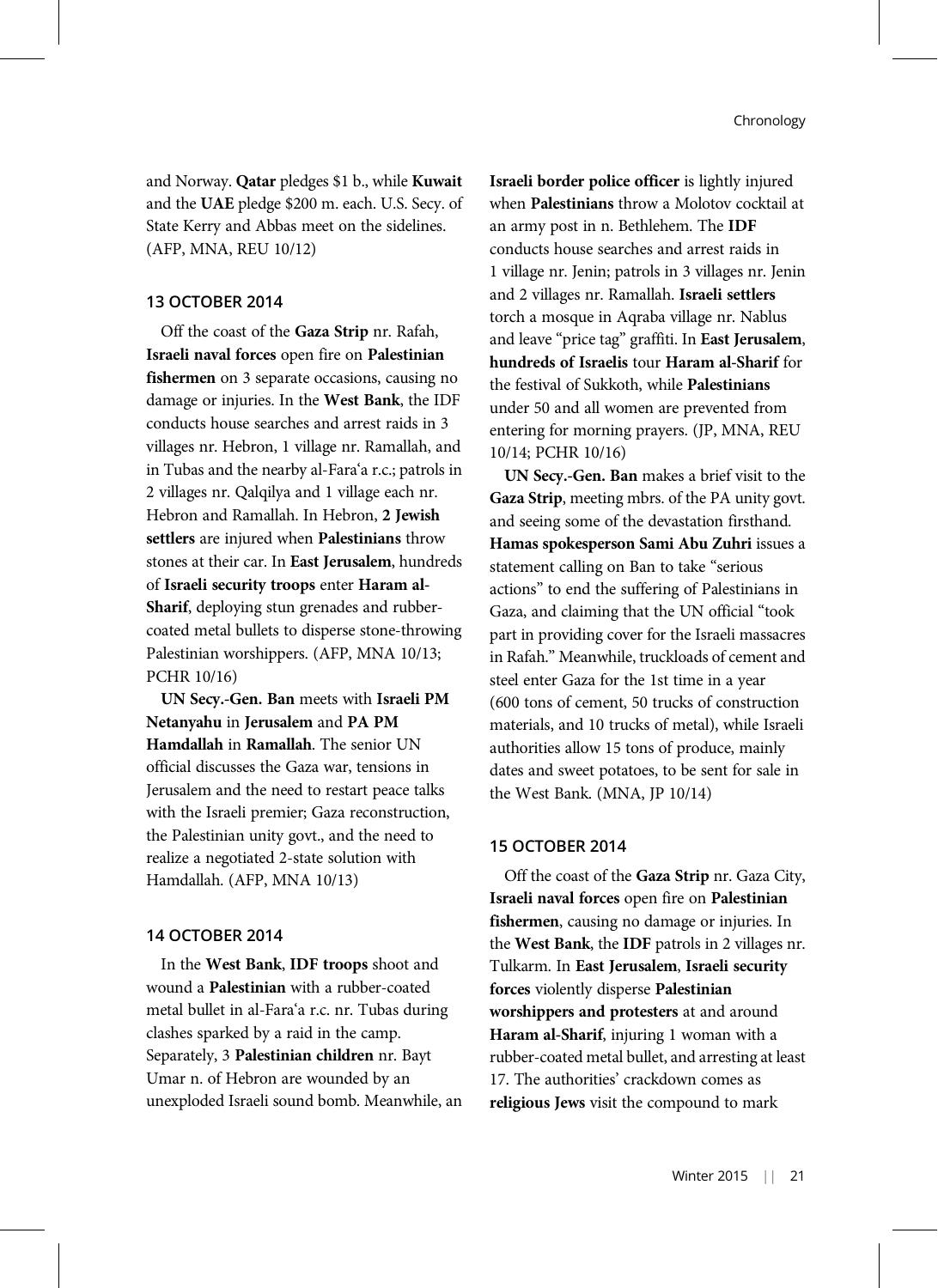and Norway. **Qatar** pledges $1 b., while **Kuwait** and the **UAE** pledge $200 m. each. U.S. Secy. of State Kerry and Abbas meet on the sidelines. (AFP, MNA, REU 10/12)

### 13 OCTOBER 2014

Off the coast of the **Gaza Strip** nr. Rafah, **Israeli naval forces** open fire on **Palestinian fishermen** on 3 separate occasions, causing no damage or injuries. In the **West Bank**, the IDF conducts house searches and arrest raids in 3 villages nr. Hebron, 1 village nr. Ramallah, and in Tubas and the nearby al-Fara'a r.c.; patrols in 2 villages nr. Qalqilya and 1 village each nr. Hebron and Ramallah. In Hebron, **2 Jewish settlers** are injured when **Palestinians** throw stones at their car. In **East Jerusalem**, hundreds of **Israeli security troops** enter **Haram al-Sharif**, deploying stun grenades and rubber-coated metal bullets to disperse stone-throwing Palestinian worshippers. (AFP, MNA 10/13; PCHR 10/16)

**UN Secy.-Gen. Ban** meets with **Israeli PM Netanyahu** in **Jerusalem** and **PA PM Hamdallah** in **Ramallah**. The senior UN official discusses the Gaza war, tensions in Jerusalem and the need to restart peace talks with the Israeli premier; Gaza reconstruction, the Palestinian unity govt., and the need to realize a negotiated 2-state solution with Hamdallah. (AFP, MNA 10/13)

### 14 OCTOBER 2014

In the **West Bank**, **IDF troops** shoot and wound a **Palestinian** with a rubber-coated metal bullet in al-Fara'a r.c. nr. Tubas during clashes sparked by a raid in the camp. Separately, 3 **Palestinian children** nr. Bayt Umar n. of Hebron are wounded by an unexploded Israeli sound bomb. Meanwhile, an **Israeli border police officer** is lightly injured when **Palestinians** throw a Molotov cocktail at an army post in n. Bethlehem. The **IDF** conducts house searches and arrest raids in 1 village nr. Jenin; patrols in 3 villages nr. Jenin and 2 villages nr. Ramallah. **Israeli settlers** torch a mosque in Aqraba village nr. Nablus and leave "price tag" graffiti. In **East Jerusalem**, **hundreds of Israelis** tour **Haram al-Sharif** for the festival of Sukkoth, while **Palestinians** under 50 and all women are prevented from entering for morning prayers. (JP, MNA, REU 10/14; PCHR 10/16)

**UN Secy.-Gen. Ban** makes a brief visit to the **Gaza Strip**, meeting mbrs. of the PA unity govt. and seeing some of the devastation firsthand. **Hamas spokesperson Sami Abu Zuhri** issues a statement calling on Ban to take "serious actions" to end the suffering of Palestinians in Gaza, and claiming that the UN official "took part in providing cover for the Israeli massacres in Rafah." Meanwhile, truckloads of cement and steel enter Gaza for the 1st time in a year (600 tons of cement, 50 trucks of construction materials, and 10 trucks of metal), while Israeli authorities allow 15 tons of produce, mainly dates and sweet potatoes, to be sent for sale in the West Bank. (MNA, JP 10/14)

### 15 OCTOBER 2014

Off the coast of the **Gaza Strip** nr. Gaza City, **Israeli naval forces** open fire on **Palestinian fishermen**, causing no damage or injuries. In the **West Bank**, the **IDF** patrols in 2 villages nr. Tulkarm. In **East Jerusalem**, **Israeli security forces** violently disperse **Palestinian worshippers and protesters** at and around **Haram al-Sharif**, injuring 1 woman with a rubber-coated metal bullet, and arresting at least 17. The authorities' crackdown comes as **religious Jews** visit the compound to mark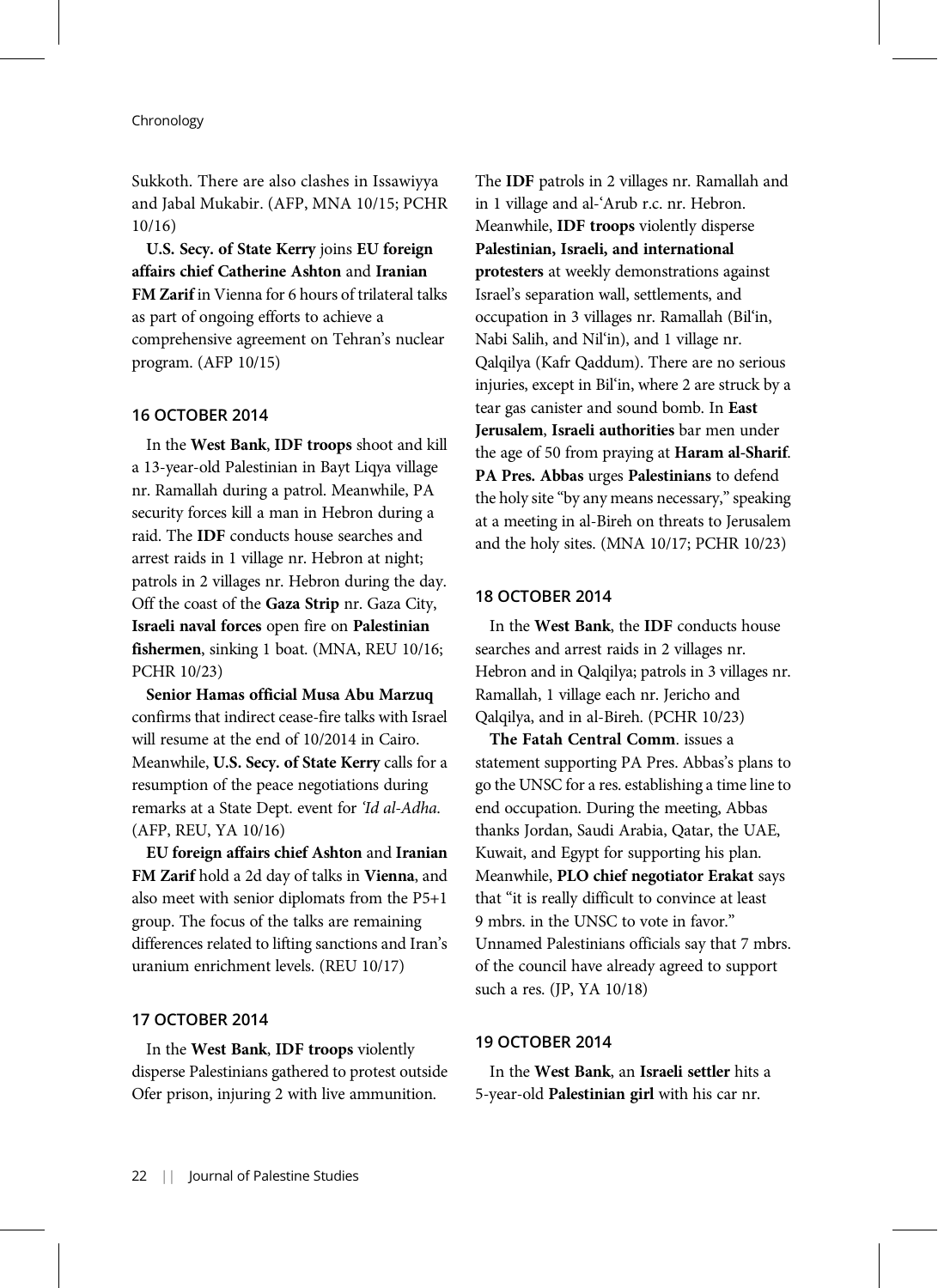Sukkoth. There are also clashes in Issawiyya and Jabal Mukabir. (AFP, MNA 10/15; PCHR 10/16)

**U.S. Secy. of State Kerry** joins **EU foreign affairs chief Catherine Ashton** and **Iranian FM Zarif** in Vienna for 6 hours of trilateral talks as part of ongoing efforts to achieve a comprehensive agreement on Tehran's nuclear program. (AFP 10/15)

#### 16 OCTOBER 2014

In the **West Bank**, **IDF troops** shoot and kill a 13-year-old Palestinian in Bayt Liqya village nr. Ramallah during a patrol. Meanwhile, PA security forces kill a man in Hebron during a raid. The **IDF** conducts house searches and arrest raids in 1 village nr. Hebron at night; patrols in 2 villages nr. Hebron during the day. Off the coast of the **Gaza Strip** nr. Gaza City, **Israeli naval forces** open fire on **Palestinian fishermen**, sinking 1 boat. (MNA, REU 10/16; PCHR 10/23)

**Senior Hamas official Musa Abu Marzuq** confirms that indirect cease-fire talks with Israel will resume at the end of 10/2014 in Cairo. Meanwhile, **U.S. Secy. of State Kerry** calls for a resumption of the peace negotiations during remarks at a State Dept. event for *'Id al-Adha*. (AFP, REU, YA 10/16)

**EU foreign affairs chief Ashton** and **Iranian FM Zarif** hold a 2d day of talks in **Vienna**, and also meet with senior diplomats from the P5+1 group. The focus of the talks are remaining differences related to lifting sanctions and Iran's uranium enrichment levels. (REU 10/17)

#### 17 OCTOBER 2014

In the **West Bank**, **IDF troops** violently disperse Palestinians gathered to protest outside Ofer prison, injuring 2 with live ammunition. The **IDF** patrols in 2 villages nr. Ramallah and in 1 village and al-'Arub r.c. nr. Hebron. Meanwhile, **IDF troops** violently disperse **Palestinian, Israeli, and international protesters** at weekly demonstrations against Israel's separation wall, settlements, and occupation in 3 villages nr. Ramallah (Bil'in, Nabi Salih, and Nil'in), and 1 village nr. Qalqilya (Kafr Qaddum). There are no serious injuries, except in Bil'in, where 2 are struck by a tear gas canister and sound bomb. In **East Jerusalem**, **Israeli authorities** bar men under the age of 50 from praying at **Haram al-Sharif**. **PA Pres. Abbas** urges **Palestinians** to defend the holy site "by any means necessary," speaking at a meeting in al-Bireh on threats to Jerusalem and the holy sites. (MNA 10/17; PCHR 10/23)

#### 18 OCTOBER 2014

In the **West Bank**, the **IDF** conducts house searches and arrest raids in 2 villages nr. Hebron and in Qalqilya; patrols in 3 villages nr. Ramallah, 1 village each nr. Jericho and Qalqilya, and in al-Bireh. (PCHR 10/23)

**The Fatah Central Comm**. issues a statement supporting PA Pres. Abbas's plans to go the UNSC for a res. establishing a time line to end occupation. During the meeting, Abbas thanks Jordan, Saudi Arabia, Qatar, the UAE, Kuwait, and Egypt for supporting his plan. Meanwhile, **PLO chief negotiator Erakat** says that "it is really difficult to convince at least 9 mbrs. in the UNSC to vote in favor." Unnamed Palestinians officials say that 7 mbrs. of the council have already agreed to support such a res. (JP, YA 10/18)

#### 19 OCTOBER 2014

In the **West Bank**, an **Israeli settler** hits a 5-year-old **Palestinian girl** with his car nr.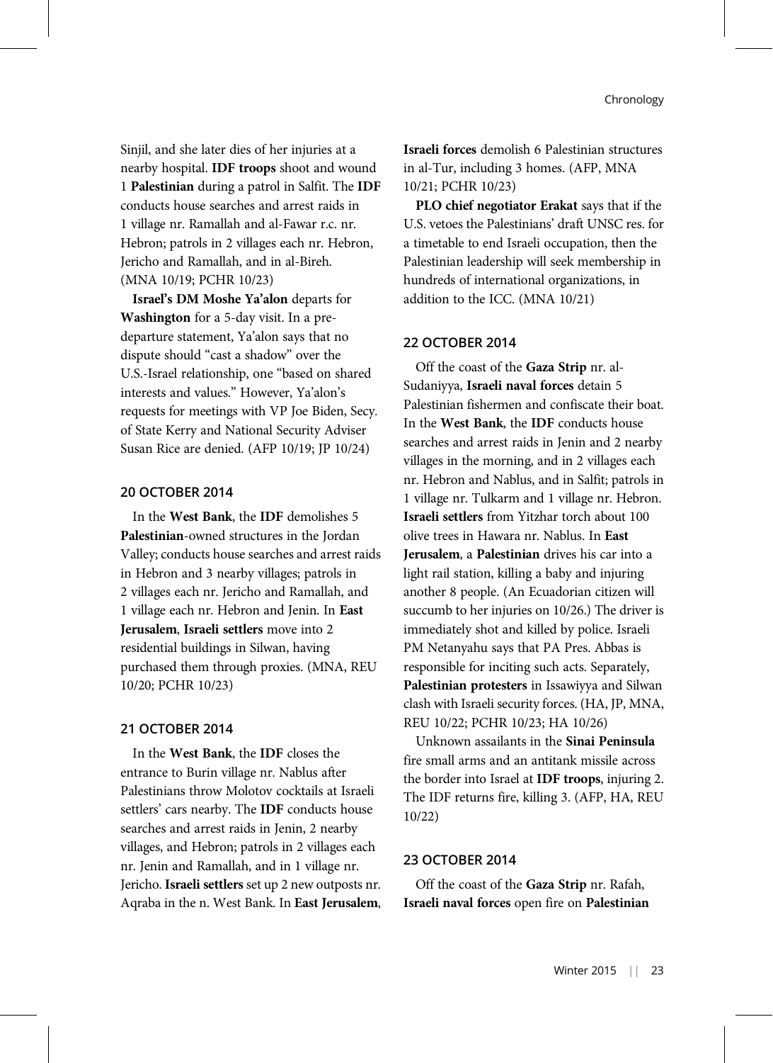Sinjil, and she later dies of her injuries at a nearby hospital. **IDF troops** shoot and wound 1 **Palestinian** during a patrol in Salfit. The **IDF** conducts house searches and arrest raids in 1 village nr. Ramallah and al-Fawar r.c. nr. Hebron; patrols in 2 villages each nr. Hebron, Jericho and Ramallah, and in al-Bireh. (MNA 10/19; PCHR 10/23)

**Israel's DM Moshe Ya'alon** departs for **Washington** for a 5-day visit. In a pre-departure statement, Ya'alon says that no dispute should "cast a shadow" over the U.S.-Israel relationship, one "based on shared interests and values." However, Ya'alon's requests for meetings with VP Joe Biden, Secy. of State Kerry and National Security Adviser Susan Rice are denied. (AFP 10/19; JP 10/24)

### 20 OCTOBER 2014

In the **West Bank**, the **IDF** demolishes 5 **Palestinian**-owned structures in the Jordan Valley; conducts house searches and arrest raids in Hebron and 3 nearby villages; patrols in 2 villages each nr. Jericho and Ramallah, and 1 village each nr. Hebron and Jenin. In **East Jerusalem**, **Israeli settlers** move into 2 residential buildings in Silwan, having purchased them through proxies. (MNA, REU 10/20; PCHR 10/23)

### 21 OCTOBER 2014

In the **West Bank**, the **IDF** closes the entrance to Burin village nr. Nablus after Palestinians throw Molotov cocktails at Israeli settlers' cars nearby. The **IDF** conducts house searches and arrest raids in Jenin, 2 nearby villages, and Hebron; patrols in 2 villages each nr. Jenin and Ramallah, and in 1 village nr. Jericho. **Israeli settlers** set up 2 new outposts nr. Aqraba in the n. West Bank. In **East Jerusalem**, **Israeli forces** demolish 6 Palestinian structures in al-Tur, including 3 homes. (AFP, MNA 10/21; PCHR 10/23)

**PLO chief negotiator Erakat** says that if the U.S. vetoes the Palestinians' draft UNSC res. for a timetable to end Israeli occupation, then the Palestinian leadership will seek membership in hundreds of international organizations, in addition to the ICC. (MNA 10/21)

### 22 OCTOBER 2014

Off the coast of the **Gaza Strip** nr. al-Sudaniyya, **Israeli naval forces** detain 5 Palestinian fishermen and confiscate their boat. In the **West Bank**, the **IDF** conducts house searches and arrest raids in Jenin and 2 nearby villages in the morning, and in 2 villages each nr. Hebron and Nablus, and in Salfit; patrols in 1 village nr. Tulkarm and 1 village nr. Hebron. **Israeli settlers** from Yitzhar torch about 100 olive trees in Hawara nr. Nablus. In **East Jerusalem**, a **Palestinian** drives his car into a light rail station, killing a baby and injuring another 8 people. (An Ecuadorian citizen will succumb to her injuries on 10/26.) The driver is immediately shot and killed by police. Israeli PM Netanyahu says that PA Pres. Abbas is responsible for inciting such acts. Separately, **Palestinian protesters** in Issawiyya and Silwan clash with Israeli security forces. (HA, JP, MNA, REU 10/22; PCHR 10/23; HA 10/26)

Unknown assailants in the **Sinai Peninsula** fire small arms and an antitank missile across the border into Israel at **IDF troops**, injuring 2. The IDF returns fire, killing 3. (AFP, HA, REU 10/22)

### 23 OCTOBER 2014

Off the coast of the **Gaza Strip** nr. Rafah, **Israeli naval forces** open fire on **Palestinian**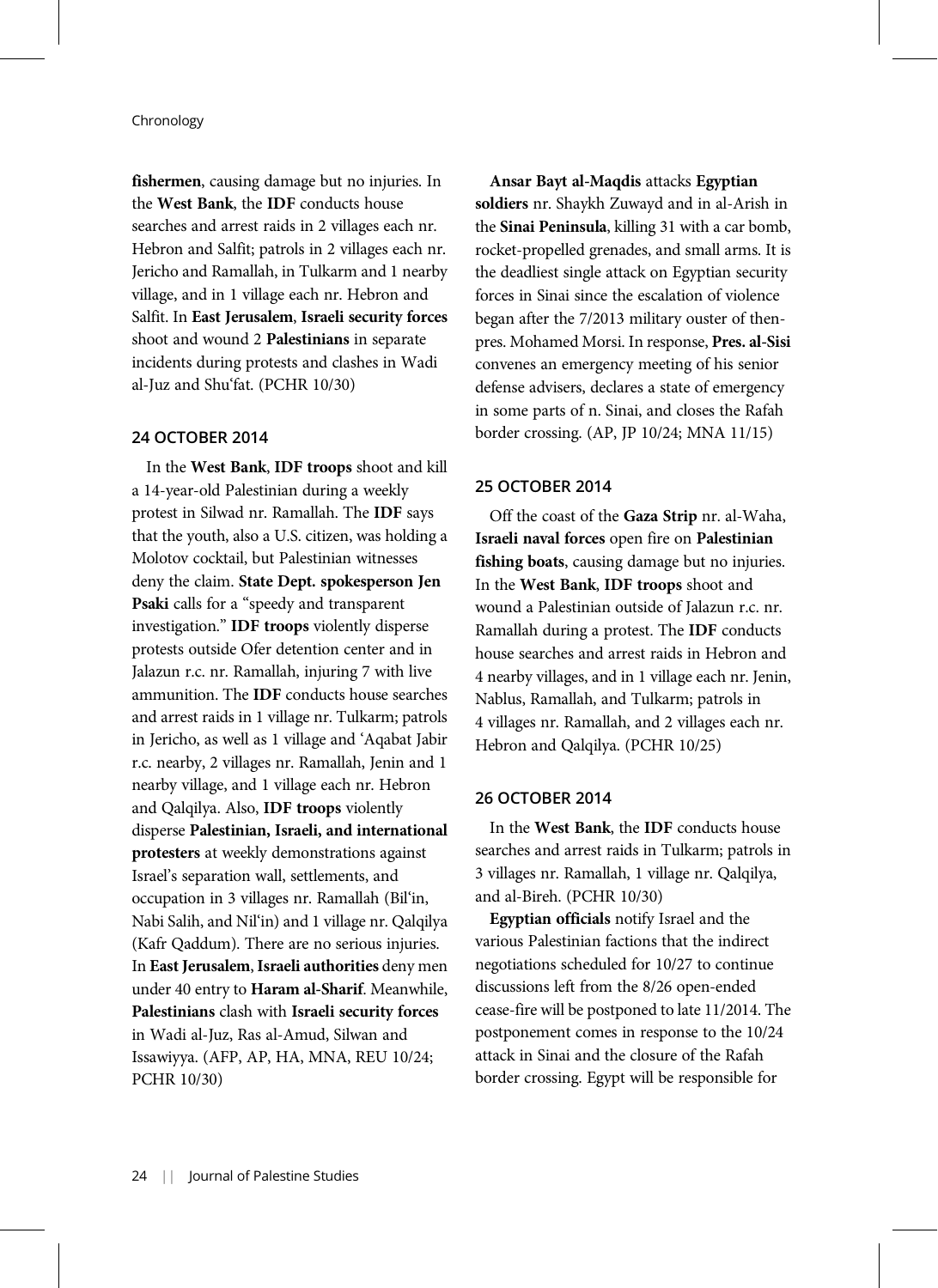**fishermen**, causing damage but no injuries. In the **West Bank**, the **IDF** conducts house searches and arrest raids in 2 villages each nr. Hebron and Salfit; patrols in 2 villages each nr. Jericho and Ramallah, in Tulkarm and 1 nearby village, and in 1 village each nr. Hebron and Salfit. In **East Jerusalem**, **Israeli security forces** shoot and wound 2 **Palestinians** in separate incidents during protests and clashes in Wadi al-Juz and Shu'fat. (PCHR 10/30)

### 24 OCTOBER 2014

In the **West Bank**, **IDF troops** shoot and kill a 14-year-old Palestinian during a weekly protest in Silwad nr. Ramallah. The **IDF** says that the youth, also a U.S. citizen, was holding a Molotov cocktail, but Palestinian witnesses deny the claim. **State Dept. spokesperson Jen Psaki** calls for a "speedy and transparent investigation." **IDF troops** violently disperse protests outside Ofer detention center and in Jalazun r.c. nr. Ramallah, injuring 7 with live ammunition. The **IDF** conducts house searches and arrest raids in 1 village nr. Tulkarm; patrols in Jericho, as well as 1 village and 'Aqabat Jabir r.c. nearby, 2 villages nr. Ramallah, Jenin and 1 nearby village, and 1 village each nr. Hebron and Qalqilya. Also, **IDF troops** violently disperse **Palestinian, Israeli, and international protesters** at weekly demonstrations against Israel's separation wall, settlements, and occupation in 3 villages nr. Ramallah (Bil'in, Nabi Salih, and Nil'in) and 1 village nr. Qalqilya (Kafr Qaddum). There are no serious injuries. In **East Jerusalem**, **Israeli authorities** deny men under 40 entry to **Haram al-Sharif**. Meanwhile, **Palestinians** clash with **Israeli security forces** in Wadi al-Juz, Ras al-Amud, Silwan and Issawiyya. (AFP, AP, HA, MNA, REU 10/24; PCHR 10/30)

**Ansar Bayt al-Maqdis** attacks **Egyptian soldiers** nr. Shaykh Zuwayd and in al-Arish in the **Sinai Peninsula**, killing 31 with a car bomb, rocket-propelled grenades, and small arms. It is the deadliest single attack on Egyptian security forces in Sinai since the escalation of violence began after the 7/2013 military ouster of then-pres. Mohamed Morsi. In response, **Pres. al-Sisi** convenes an emergency meeting of his senior defense advisers, declares a state of emergency in some parts of n. Sinai, and closes the Rafah border crossing. (AP, JP 10/24; MNA 11/15)

### 25 OCTOBER 2014

Off the coast of the **Gaza Strip** nr. al-Waha, **Israeli naval forces** open fire on **Palestinian fishing boats**, causing damage but no injuries. In the **West Bank**, **IDF troops** shoot and wound a Palestinian outside of Jalazun r.c. nr. Ramallah during a protest. The **IDF** conducts house searches and arrest raids in Hebron and 4 nearby villages, and in 1 village each nr. Jenin, Nablus, Ramallah, and Tulkarm; patrols in 4 villages nr. Ramallah, and 2 villages each nr. Hebron and Qalqilya. (PCHR 10/25)

### 26 OCTOBER 2014

In the **West Bank**, the **IDF** conducts house searches and arrest raids in Tulkarm; patrols in 3 villages nr. Ramallah, 1 village nr. Qalqilya, and al-Bireh. (PCHR 10/30)

**Egyptian officials** notify Israel and the various Palestinian factions that the indirect negotiations scheduled for 10/27 to continue discussions left from the 8/26 open-ended cease-fire will be postponed to late 11/2014. The postponement comes in response to the 10/24 attack in Sinai and the closure of the Rafah border crossing. Egypt will be responsible for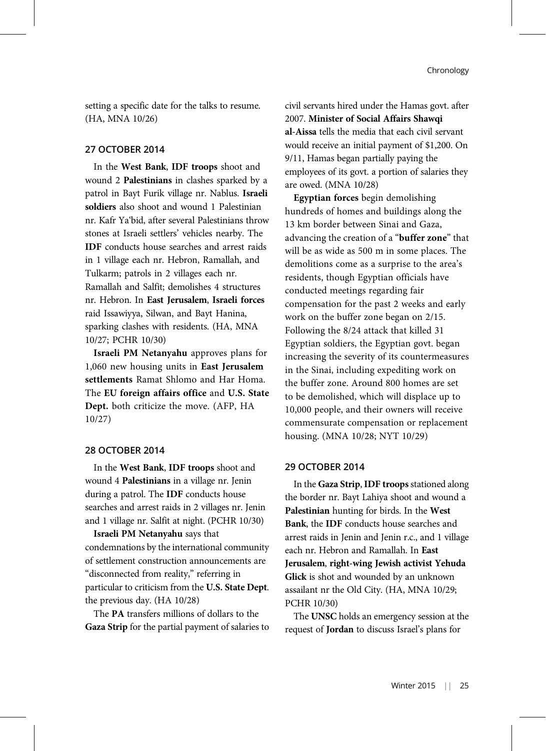setting a specific date for the talks to resume. (HA, MNA 10/26)

### 27 OCTOBER 2014

In the **West Bank**, **IDF troops** shoot and wound 2 **Palestinians** in clashes sparked by a patrol in Bayt Furik village nr. Nablus. **Israeli soldiers** also shoot and wound 1 Palestinian nr. Kafr Ya'bid, after several Palestinians throw stones at Israeli settlers' vehicles nearby. The **IDF** conducts house searches and arrest raids in 1 village each nr. Hebron, Ramallah, and Tulkarm; patrols in 2 villages each nr. Ramallah and Salfit; demolishes 4 structures nr. Hebron. In **East Jerusalem**, **Israeli forces** raid Issawiyya, Silwan, and Bayt Hanina, sparking clashes with residents. (HA, MNA 10/27; PCHR 10/30)

**Israeli PM Netanyahu** approves plans for 1,060 new housing units in **East Jerusalem settlements** Ramat Shlomo and Har Homa. The **EU foreign affairs office** and **U.S. State Dept.** both criticize the move. (AFP, HA 10/27)

### 28 OCTOBER 2014

In the **West Bank**, **IDF troops** shoot and wound 4 **Palestinians** in a village nr. Jenin during a patrol. The **IDF** conducts house searches and arrest raids in 2 villages nr. Jenin and 1 village nr. Salfit at night. (PCHR 10/30)

**Israeli PM Netanyahu** says that condemnations by the international community of settlement construction announcements are "disconnected from reality," referring in particular to criticism from the **U.S. State Dept**. the previous day. (HA 10/28)

The **PA** transfers millions of dollars to the **Gaza Strip** for the partial payment of salaries to civil servants hired under the Hamas govt. after 2007. **Minister of Social Affairs Shawqi al-Aissa** tells the media that each civil servant would receive an initial payment of $1,200. On 9/11, Hamas began partially paying the employees of its govt. a portion of salaries they are owed. (MNA 10/28)

**Egyptian forces** begin demolishing hundreds of homes and buildings along the 13 km border between Sinai and Gaza, advancing the creation of a "**buffer zone**" that will be as wide as 500 m in some places. The demolitions come as a surprise to the area's residents, though Egyptian officials have conducted meetings regarding fair compensation for the past 2 weeks and early work on the buffer zone began on 2/15. Following the 8/24 attack that killed 31 Egyptian soldiers, the Egyptian govt. began increasing the severity of its countermeasures in the Sinai, including expediting work on the buffer zone. Around 800 homes are set to be demolished, which will displace up to 10,000 people, and their owners will receive commensurate compensation or replacement housing. (MNA 10/28; NYT 10/29)

### 29 OCTOBER 2014

In the **Gaza Strip**, **IDF troops** stationed along the border nr. Bayt Lahiya shoot and wound a **Palestinian** hunting for birds. In the **West Bank**, the **IDF** conducts house searches and arrest raids in Jenin and Jenin r.c., and 1 village each nr. Hebron and Ramallah. In **East Jerusalem**, **right-wing Jewish activist Yehuda Glick** is shot and wounded by an unknown assailant nr the Old City. (HA, MNA 10/29; PCHR 10/30)

The **UNSC** holds an emergency session at the request of **Jordan** to discuss Israel's plans for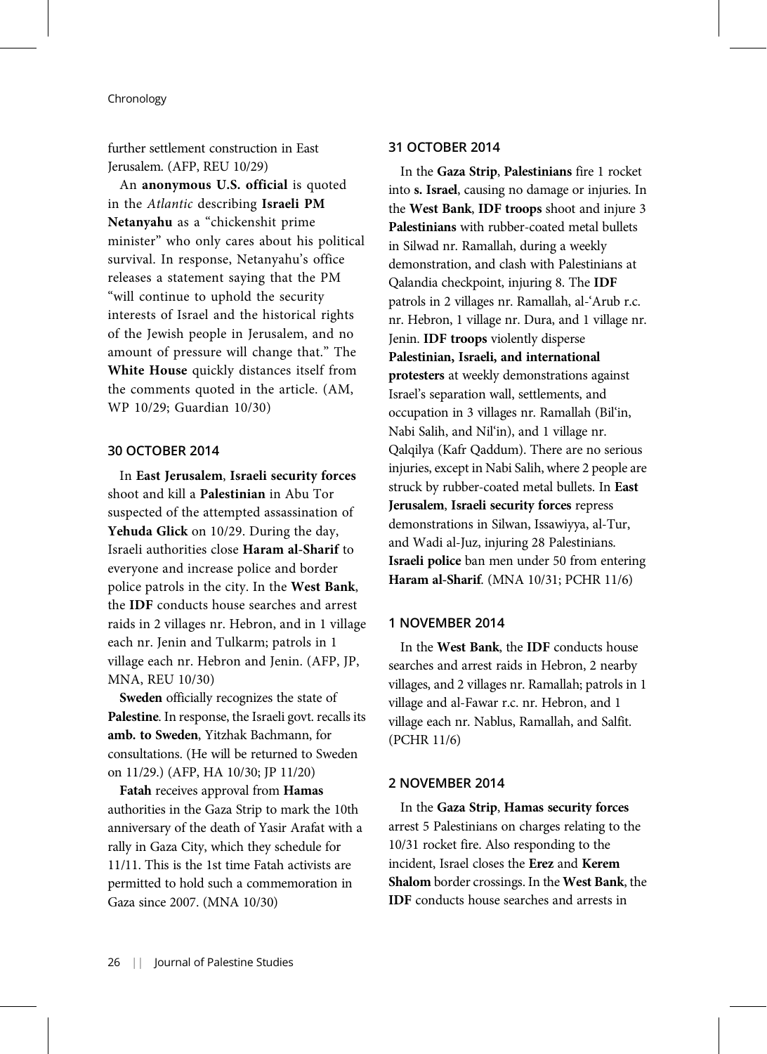further settlement construction in East Jerusalem. (AFP, REU 10/29)

An **anonymous U.S. official** is quoted in the *Atlantic* describing **Israeli PM Netanyahu** as a "chickenshit prime minister" who only cares about his political survival. In response, Netanyahu's office releases a statement saying that the PM "will continue to uphold the security interests of Israel and the historical rights of the Jewish people in Jerusalem, and no amount of pressure will change that." The **White House** quickly distances itself from the comments quoted in the article. (AM, WP 10/29; Guardian 10/30)

### 30 OCTOBER 2014

In **East Jerusalem**, **Israeli security forces** shoot and kill a **Palestinian** in Abu Tor suspected of the attempted assassination of **Yehuda Glick** on 10/29. During the day, Israeli authorities close **Haram al-Sharif** to everyone and increase police and border police patrols in the city. In the **West Bank**, the **IDF** conducts house searches and arrest raids in 2 villages nr. Hebron, and in 1 village each nr. Jenin and Tulkarm; patrols in 1 village each nr. Hebron and Jenin. (AFP, JP, MNA, REU 10/30)

**Sweden** officially recognizes the state of **Palestine**. In response, the Israeli govt. recalls its **amb. to Sweden**, Yitzhak Bachmann, for consultations. (He will be returned to Sweden on 11/29.) (AFP, HA 10/30; JP 11/20)

**Fatah** receives approval from **Hamas** authorities in the Gaza Strip to mark the 10th anniversary of the death of Yasir Arafat with a rally in Gaza City, which they schedule for 11/11. This is the 1st time Fatah activists are permitted to hold such a commemoration in Gaza since 2007. (MNA 10/30)

### 31 OCTOBER 2014

In the **Gaza Strip**, **Palestinians** fire 1 rocket into **s. Israel**, causing no damage or injuries. In the **West Bank**, **IDF troops** shoot and injure 3 **Palestinians** with rubber-coated metal bullets in Silwad nr. Ramallah, during a weekly demonstration, and clash with Palestinians at Qalandia checkpoint, injuring 8. The **IDF** patrols in 2 villages nr. Ramallah, al-'Arub r.c. nr. Hebron, 1 village nr. Dura, and 1 village nr. Jenin. **IDF troops** violently disperse **Palestinian, Israeli, and international protesters** at weekly demonstrations against Israel's separation wall, settlements, and occupation in 3 villages nr. Ramallah (Bil'in, Nabi Salih, and Nil'in), and 1 village nr. Qalqilya (Kafr Qaddum). There are no serious injuries, except in Nabi Salih, where 2 people are struck by rubber-coated metal bullets. In **East Jerusalem**, **Israeli security forces** repress demonstrations in Silwan, Issawiyya, al-Tur, and Wadi al-Juz, injuring 28 Palestinians. **Israeli police** ban men under 50 from entering **Haram al-Sharif**. (MNA 10/31; PCHR 11/6)

### 1 NOVEMBER 2014

In the **West Bank**, the **IDF** conducts house searches and arrest raids in Hebron, 2 nearby villages, and 2 villages nr. Ramallah; patrols in 1 village and al-Fawar r.c. nr. Hebron, and 1 village each nr. Nablus, Ramallah, and Salfit. (PCHR 11/6)

### 2 NOVEMBER 2014

In the **Gaza Strip**, **Hamas security forces** arrest 5 Palestinians on charges relating to the 10/31 rocket fire. Also responding to the incident, Israel closes the **Erez** and **Kerem Shalom** border crossings. In the **West Bank**, the **IDF** conducts house searches and arrests in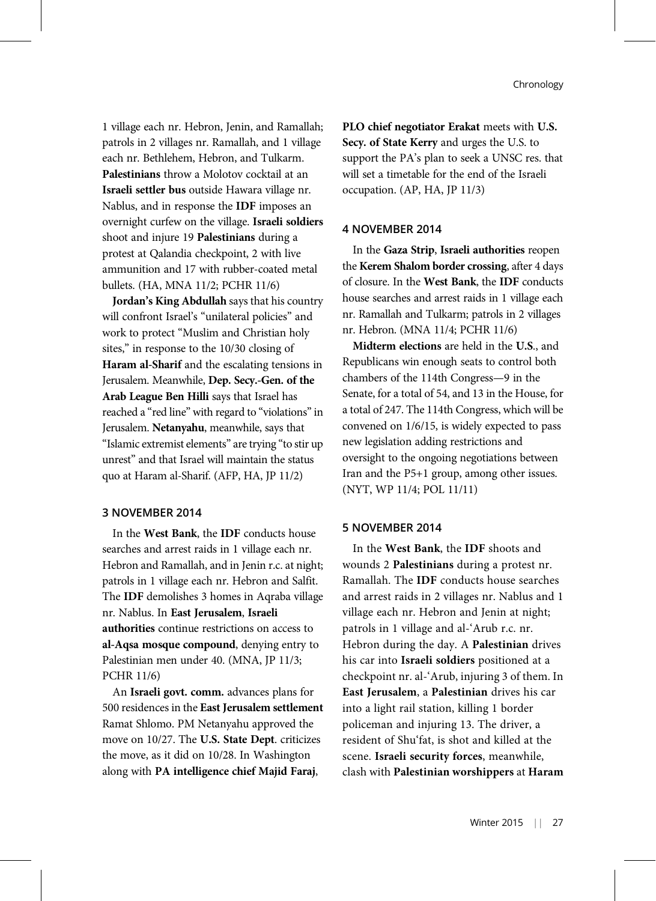1 village each nr. Hebron, Jenin, and Ramallah; patrols in 2 villages nr. Ramallah, and 1 village each nr. Bethlehem, Hebron, and Tulkarm. **Palestinians** throw a Molotov cocktail at an **Israeli settler bus** outside Hawara village nr. Nablus, and in response the **IDF** imposes an overnight curfew on the village. **Israeli soldiers** shoot and injure 19 **Palestinians** during a protest at Qalandia checkpoint, 2 with live ammunition and 17 with rubber-coated metal bullets. (HA, MNA 11/2; PCHR 11/6)

**Jordan's King Abdullah** says that his country will confront Israel's "unilateral policies" and work to protect "Muslim and Christian holy sites," in response to the 10/30 closing of **Haram al-Sharif** and the escalating tensions in Jerusalem. Meanwhile, **Dep. Secy.-Gen. of the Arab League Ben Hilli** says that Israel has reached a "red line" with regard to "violations" in Jerusalem. **Netanyahu**, meanwhile, says that "Islamic extremist elements" are trying "to stir up unrest" and that Israel will maintain the status quo at Haram al-Sharif. (AFP, HA, JP 11/2)

#### 3 NOVEMBER 2014

In the **West Bank**, the **IDF** conducts house searches and arrest raids in 1 village each nr. Hebron and Ramallah, and in Jenin r.c. at night; patrols in 1 village each nr. Hebron and Salfit. The **IDF** demolishes 3 homes in Aqraba village nr. Nablus. In **East Jerusalem**, **Israeli authorities** continue restrictions on access to **al-Aqsa mosque compound**, denying entry to Palestinian men under 40. (MNA, JP 11/3; PCHR 11/6)

An **Israeli govt. comm.** advances plans for 500 residences in the **East Jerusalem settlement** Ramat Shlomo. PM Netanyahu approved the move on 10/27. The **U.S. State Dept**. criticizes the move, as it did on 10/28. In Washington along with **PA intelligence chief Majid Faraj**, **PLO chief negotiator Erakat** meets with **U.S. Secy. of State Kerry** and urges the U.S. to support the PA's plan to seek a UNSC res. that will set a timetable for the end of the Israeli occupation. (AP, HA, JP 11/3)

#### 4 NOVEMBER 2014

In the **Gaza Strip**, **Israeli authorities** reopen the **Kerem Shalom border crossing**, after 4 days of closure. In the **West Bank**, the **IDF** conducts house searches and arrest raids in 1 village each nr. Ramallah and Tulkarm; patrols in 2 villages nr. Hebron. (MNA 11/4; PCHR 11/6)

**Midterm elections** are held in the **U.S.**, and Republicans win enough seats to control both chambers of the 114th Congress—9 in the Senate, for a total of 54, and 13 in the House, for a total of 247. The 114th Congress, which will be convened on 1/6/15, is widely expected to pass new legislation adding restrictions and oversight to the ongoing negotiations between Iran and the P5+1 group, among other issues. (NYT, WP 11/4; POL 11/11)

#### 5 NOVEMBER 2014

In the **West Bank**, the **IDF** shoots and wounds 2 **Palestinians** during a protest nr. Ramallah. The **IDF** conducts house searches and arrest raids in 2 villages nr. Nablus and 1 village each nr. Hebron and Jenin at night; patrols in 1 village and al-'Arub r.c. nr. Hebron during the day. A **Palestinian** drives his car into **Israeli soldiers** positioned at a checkpoint nr. al-'Arub, injuring 3 of them. In **East Jerusalem**, a **Palestinian** drives his car into a light rail station, killing 1 border policeman and injuring 13. The driver, a resident of Shu'fat, is shot and killed at the scene. **Israeli security forces**, meanwhile, clash with **Palestinian worshippers** at **Haram**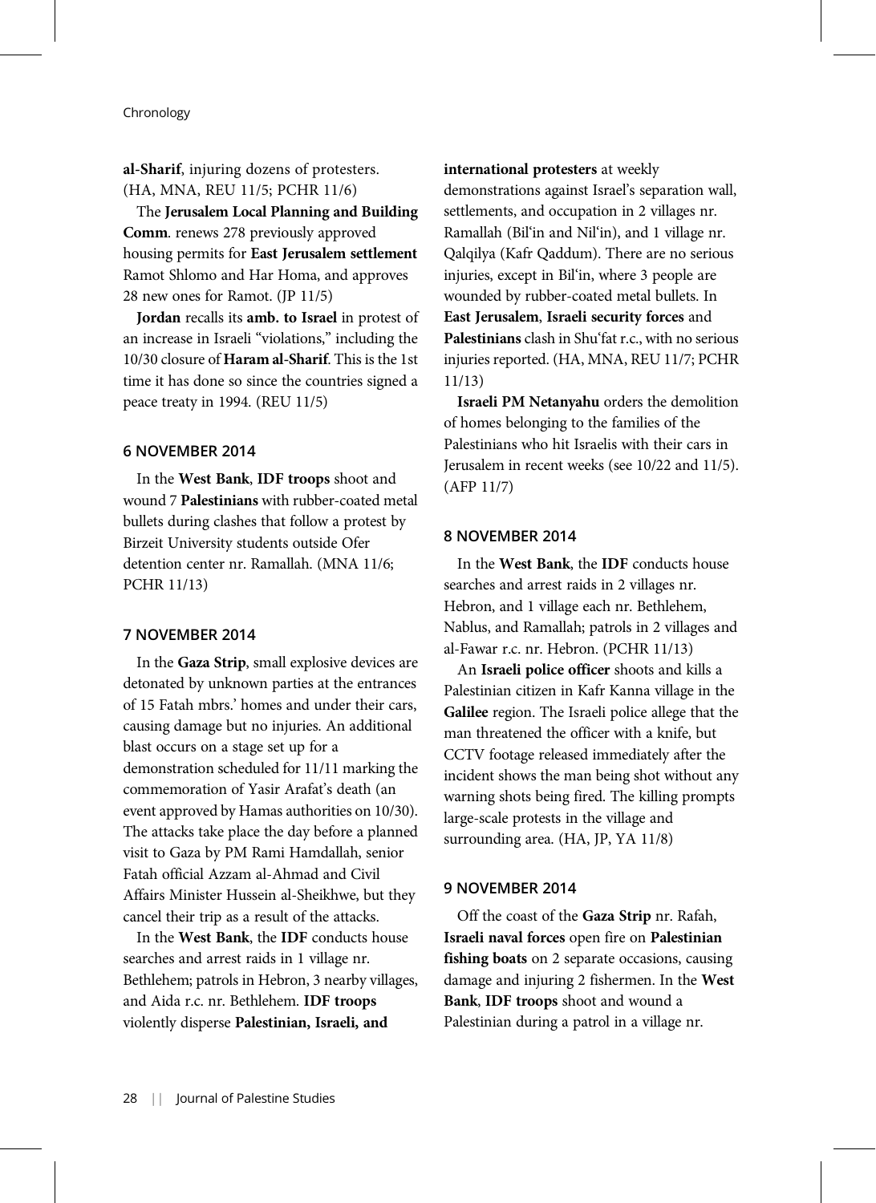**al-Sharif**, injuring dozens of protesters. (HA, MNA, REU 11/5; PCHR 11/6)

The **Jerusalem Local Planning and Building Comm**. renews 278 previously approved housing permits for **East Jerusalem settlement** Ramot Shlomo and Har Homa, and approves 28 new ones for Ramot. (JP 11/5)

**Jordan** recalls its **amb. to Israel** in protest of an increase in Israeli "violations," including the 10/30 closure of **Haram al-Sharif**. This is the 1st time it has done so since the countries signed a peace treaty in 1994. (REU 11/5)

### 6 NOVEMBER 2014

In the **West Bank**, **IDF troops** shoot and wound 7 **Palestinians** with rubber-coated metal bullets during clashes that follow a protest by Birzeit University students outside Ofer detention center nr. Ramallah. (MNA 11/6; PCHR 11/13)

### 7 NOVEMBER 2014

In the **Gaza Strip**, small explosive devices are detonated by unknown parties at the entrances of 15 Fatah mbrs.' homes and under their cars, causing damage but no injuries. An additional blast occurs on a stage set up for a demonstration scheduled for 11/11 marking the commemoration of Yasir Arafat's death (an event approved by Hamas authorities on 10/30). The attacks take place the day before a planned visit to Gaza by PM Rami Hamdallah, senior Fatah official Azzam al-Ahmad and Civil Affairs Minister Hussein al-Sheikhwe, but they cancel their trip as a result of the attacks.

In the **West Bank**, the **IDF** conducts house searches and arrest raids in 1 village nr. Bethlehem; patrols in Hebron, 3 nearby villages, and Aida r.c. nr. Bethlehem. **IDF troops** violently disperse **Palestinian, Israeli, and international protesters** at weekly demonstrations against Israel's separation wall, settlements, and occupation in 2 villages nr. Ramallah (Bil'in and Nil'in), and 1 village nr. Qalqilya (Kafr Qaddum). There are no serious injuries, except in Bil'in, where 3 people are wounded by rubber-coated metal bullets. In **East Jerusalem**, **Israeli security forces** and **Palestinians** clash in Shu'fat r.c., with no serious injuries reported. (HA, MNA, REU 11/7; PCHR 11/13)

**Israeli PM Netanyahu** orders the demolition of homes belonging to the families of the Palestinians who hit Israelis with their cars in Jerusalem in recent weeks (see 10/22 and 11/5). (AFP 11/7)

### 8 NOVEMBER 2014

In the **West Bank**, the **IDF** conducts house searches and arrest raids in 2 villages nr. Hebron, and 1 village each nr. Bethlehem, Nablus, and Ramallah; patrols in 2 villages and al-Fawar r.c. nr. Hebron. (PCHR 11/13)

An **Israeli police officer** shoots and kills a Palestinian citizen in Kafr Kanna village in the **Galilee** region. The Israeli police allege that the man threatened the officer with a knife, but CCTV footage released immediately after the incident shows the man being shot without any warning shots being fired. The killing prompts large-scale protests in the village and surrounding area. (HA, JP, YA 11/8)

### 9 NOVEMBER 2014

Off the coast of the **Gaza Strip** nr. Rafah, **Israeli naval forces** open fire on **Palestinian fishing boats** on 2 separate occasions, causing damage and injuring 2 fishermen. In the **West Bank**, **IDF troops** shoot and wound a Palestinian during a patrol in a village nr.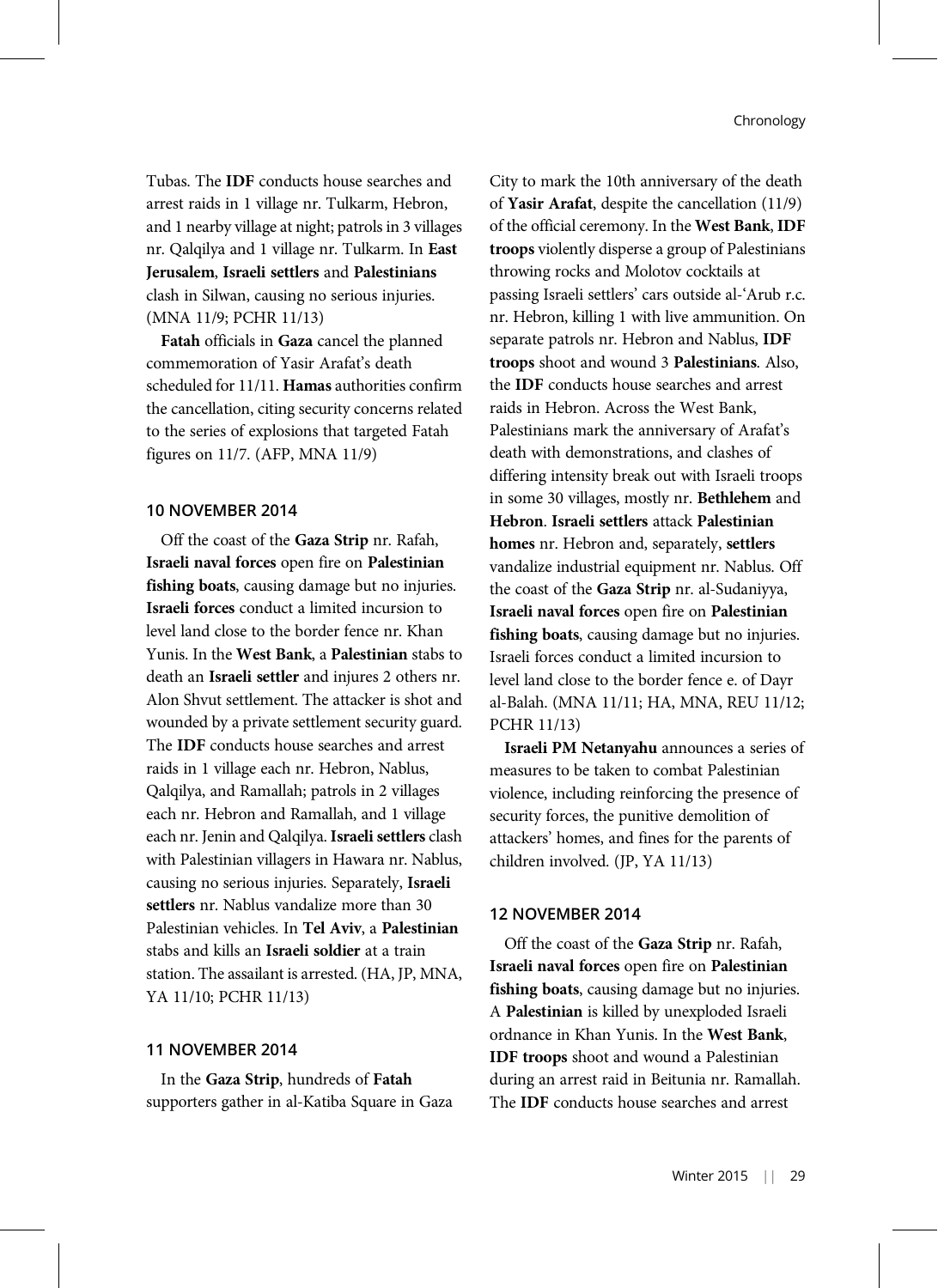Tubas. The **IDF** conducts house searches and arrest raids in 1 village nr. Tulkarm, Hebron, and 1 nearby village at night; patrols in 3 villages nr. Qalqilya and 1 village nr. Tulkarm. In **East Jerusalem**, **Israeli settlers** and **Palestinians** clash in Silwan, causing no serious injuries. (MNA 11/9; PCHR 11/13)

**Fatah** officials in **Gaza** cancel the planned commemoration of Yasir Arafat's death scheduled for 11/11. **Hamas** authorities confirm the cancellation, citing security concerns related to the series of explosions that targeted Fatah figures on 11/7. (AFP, MNA 11/9)

### 10 NOVEMBER 2014

Off the coast of the **Gaza Strip** nr. Rafah, **Israeli naval forces** open fire on **Palestinian fishing boats**, causing damage but no injuries. **Israeli forces** conduct a limited incursion to level land close to the border fence nr. Khan Yunis. In the **West Bank**, a **Palestinian** stabs to death an **Israeli settler** and injures 2 others nr. Alon Shvut settlement. The attacker is shot and wounded by a private settlement security guard. The **IDF** conducts house searches and arrest raids in 1 village each nr. Hebron, Nablus, Qalqilya, and Ramallah; patrols in 2 villages each nr. Hebron and Ramallah, and 1 village each nr. Jenin and Qalqilya. **Israeli settlers** clash with Palestinian villagers in Hawara nr. Nablus, causing no serious injuries. Separately, **Israeli settlers** nr. Nablus vandalize more than 30 Palestinian vehicles. In **Tel Aviv**, a **Palestinian** stabs and kills an **Israeli soldier** at a train station. The assailant is arrested. (HA, JP, MNA, YA 11/10; PCHR 11/13)

### 11 NOVEMBER 2014

In the **Gaza Strip**, hundreds of **Fatah** supporters gather in al-Katiba Square in Gaza City to mark the 10th anniversary of the death of **Yasir Arafat**, despite the cancellation (11/9) of the official ceremony. In the **West Bank**, **IDF troops** violently disperse a group of Palestinians throwing rocks and Molotov cocktails at passing Israeli settlers' cars outside al-'Arub r.c. nr. Hebron, killing 1 with live ammunition. On separate patrols nr. Hebron and Nablus, **IDF troops** shoot and wound 3 **Palestinians**. Also, the **IDF** conducts house searches and arrest raids in Hebron. Across the West Bank, Palestinians mark the anniversary of Arafat's death with demonstrations, and clashes of differing intensity break out with Israeli troops in some 30 villages, mostly nr. **Bethlehem** and **Hebron**. **Israeli settlers** attack **Palestinian homes** nr. Hebron and, separately, **settlers** vandalize industrial equipment nr. Nablus. Off the coast of the **Gaza Strip** nr. al-Sudaniyya, **Israeli naval forces** open fire on **Palestinian fishing boats**, causing damage but no injuries. Israeli forces conduct a limited incursion to level land close to the border fence e. of Dayr al-Balah. (MNA 11/11; HA, MNA, REU 11/12; PCHR 11/13)

**Israeli PM Netanyahu** announces a series of measures to be taken to combat Palestinian violence, including reinforcing the presence of security forces, the punitive demolition of attackers' homes, and fines for the parents of children involved. (JP, YA 11/13)

### 12 NOVEMBER 2014

Off the coast of the **Gaza Strip** nr. Rafah, **Israeli naval forces** open fire on **Palestinian fishing boats**, causing damage but no injuries. A **Palestinian** is killed by unexploded Israeli ordnance in Khan Yunis. In the **West Bank**, **IDF troops** shoot and wound a Palestinian during an arrest raid in Beitunia nr. Ramallah. The **IDF** conducts house searches and arrest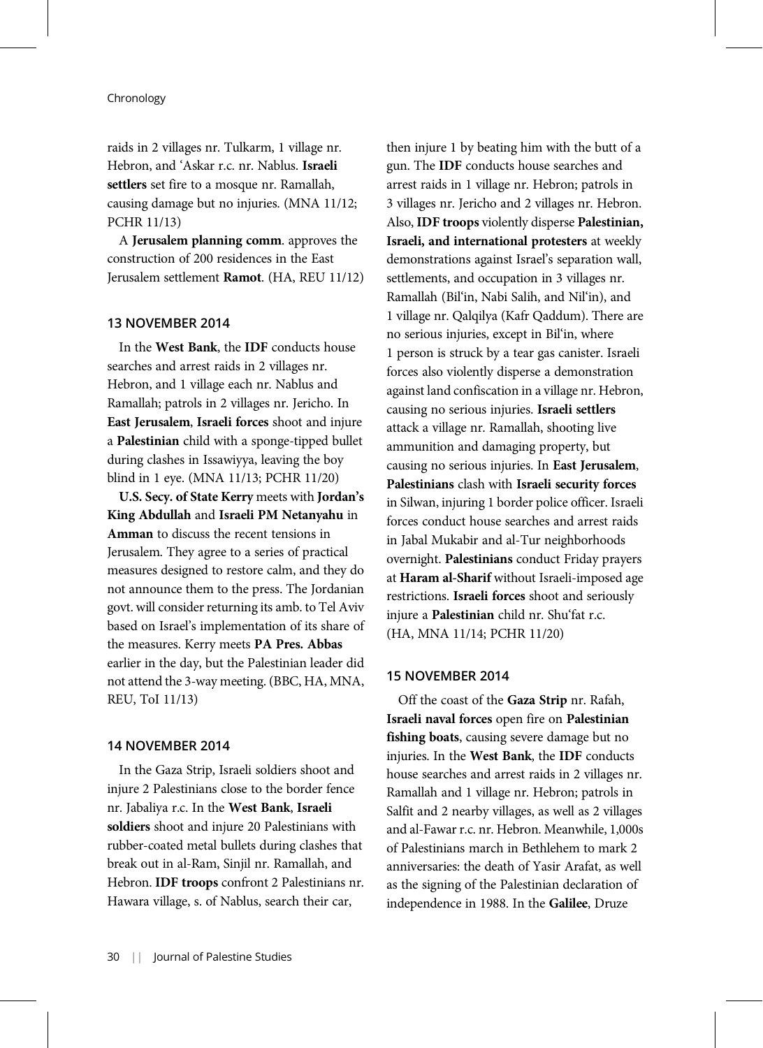raids in 2 villages nr. Tulkarm, 1 village nr. Hebron, and ʿAskar r.c. nr. Nablus. **Israeli settlers** set fire to a mosque nr. Ramallah, causing damage but no injuries. (MNA 11/12; PCHR 11/13)

A **Jerusalem planning comm.** approves the construction of 200 residences in the East Jerusalem settlement **Ramot**. (HA, REU 11/12)

### 13 NOVEMBER 2014

In the **West Bank**, the **IDF** conducts house searches and arrest raids in 2 villages nr. Hebron, and 1 village each nr. Nablus and Ramallah; patrols in 2 villages nr. Jericho. In **East Jerusalem**, **Israeli forces** shoot and injure a **Palestinian** child with a sponge-tipped bullet during clashes in Issawiyya, leaving the boy blind in 1 eye. (MNA 11/13; PCHR 11/20)

**U.S. Secy. of State Kerry** meets with **Jordan's King Abdullah** and **Israeli PM Netanyahu** in **Amman** to discuss the recent tensions in Jerusalem. They agree to a series of practical measures designed to restore calm, and they do not announce them to the press. The Jordanian govt. will consider returning its amb. to Tel Aviv based on Israel's implementation of its share of the measures. Kerry meets **PA Pres. Abbas** earlier in the day, but the Palestinian leader did not attend the 3-way meeting. (BBC, HA, MNA, REU, ToI 11/13)

### 14 NOVEMBER 2014

In the Gaza Strip, Israeli soldiers shoot and injure 2 Palestinians close to the border fence nr. Jabaliya r.c. In the **West Bank**, **Israeli soldiers** shoot and injure 20 Palestinians with rubber-coated metal bullets during clashes that break out in al-Ram, Sinjil nr. Ramallah, and Hebron. **IDF troops** confront 2 Palestinians nr. Hawara village, s. of Nablus, search their car, then injure 1 by beating him with the butt of a gun. The **IDF** conducts house searches and arrest raids in 1 village nr. Hebron; patrols in 3 villages nr. Jericho and 2 villages nr. Hebron. Also, **IDF troops** violently disperse **Palestinian, Israeli, and international protesters** at weekly demonstrations against Israel's separation wall, settlements, and occupation in 3 villages nr. Ramallah (Bil'in, Nabi Salih, and Nil'in), and 1 village nr. Qalqilya (Kafr Qaddum). There are no serious injuries, except in Bil'in, where 1 person is struck by a tear gas canister. Israeli forces also violently disperse a demonstration against land confiscation in a village nr. Hebron, causing no serious injuries. **Israeli settlers** attack a village nr. Ramallah, shooting live ammunition and damaging property, but causing no serious injuries. In **East Jerusalem**, **Palestinians** clash with **Israeli security forces** in Silwan, injuring 1 border police officer. Israeli forces conduct house searches and arrest raids in Jabal Mukabir and al-Tur neighborhoods overnight. **Palestinians** conduct Friday prayers at **Haram al-Sharif** without Israeli-imposed age restrictions. **Israeli forces** shoot and seriously injure a **Palestinian** child nr. Shuʿfat r.c. (HA, MNA 11/14; PCHR 11/20)

### 15 NOVEMBER 2014

Off the coast of the **Gaza Strip** nr. Rafah, **Israeli naval forces** open fire on **Palestinian fishing boats**, causing severe damage but no injuries. In the **West Bank**, the **IDF** conducts house searches and arrest raids in 2 villages nr. Ramallah and 1 village nr. Hebron; patrols in Salfit and 2 nearby villages, as well as 2 villages and al-Fawar r.c. nr. Hebron. Meanwhile, 1,000s of Palestinians march in Bethlehem to mark 2 anniversaries: the death of Yasir Arafat, as well as the signing of the Palestinian declaration of independence in 1988. In the **Galilee**, Druze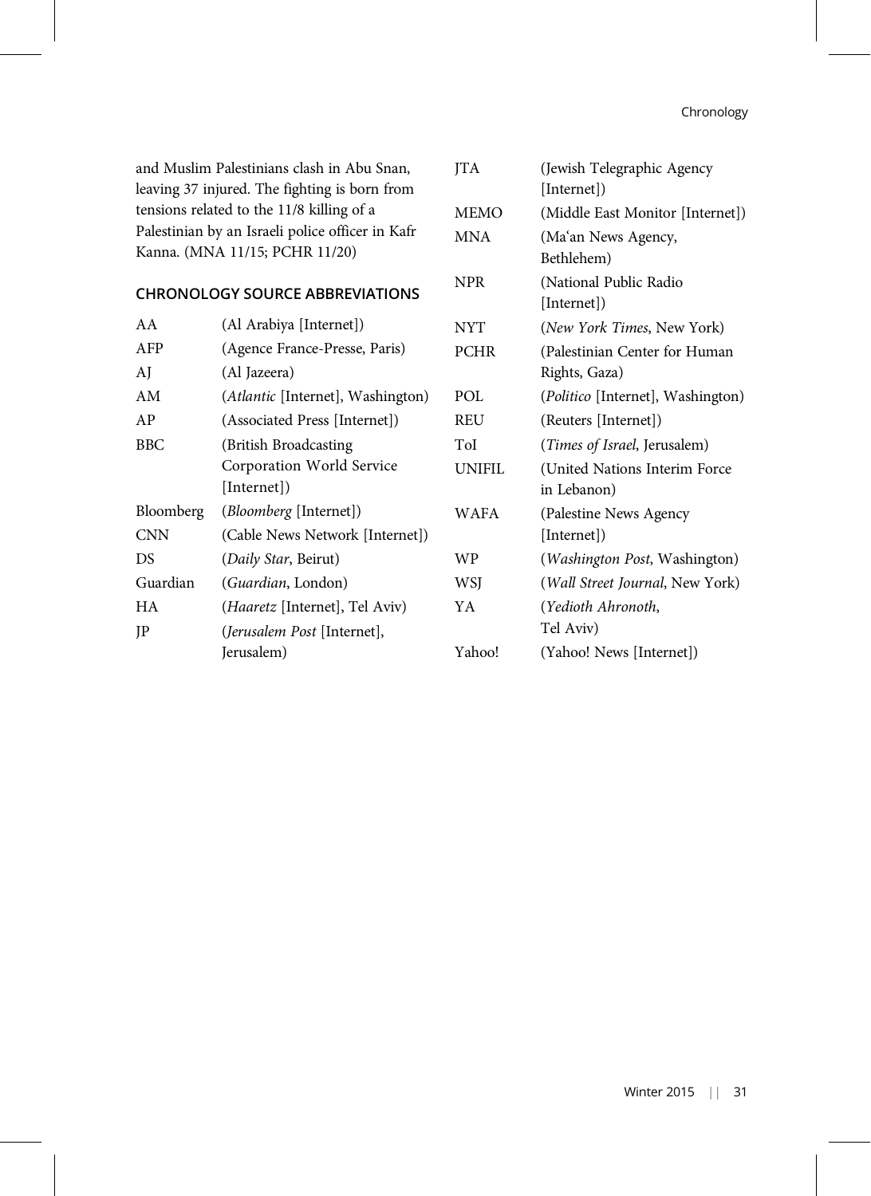and Muslim Palestinians clash in Abu Snan, leaving 37 injured. The fighting is born from tensions related to the 11/8 killing of a Palestinian by an Israeli police officer in Kafr Kanna. (MNA 11/15; PCHR 11/20)

## CHRONOLOGY SOURCE ABBREVIATIONS

| | |
|---|---|
| AA | (Al Arabiya [Internet]) |
| AFP | (Agence France-Presse, Paris) |
| AJ | (Al Jazeera) |
| AM | (*Atlantic* [Internet], Washington) |
| AP | (Associated Press [Internet]) |
| BBC | (British Broadcasting Corporation World Service [Internet]) |
| Bloomberg | (*Bloomberg* [Internet]) |
| CNN | (Cable News Network [Internet]) |
| DS | (*Daily Star*, Beirut) |
| Guardian | (*Guardian*, London) |
| HA | (*Haaretz* [Internet], Tel Aviv) |
| JP | (*Jerusalem Post* [Internet], Jerusalem) |
| JTA | (Jewish Telegraphic Agency [Internet]) |
| MEMO | (Middle East Monitor [Internet]) |
| MNA | (Ma'an News Agency, Bethlehem) |
| NPR | (National Public Radio [Internet]) |
| NYT | (*New York Times*, New York) |
| PCHR | (Palestinian Center for Human Rights, Gaza) |
| POL | (*Politico* [Internet], Washington) |
| REU | (Reuters [Internet]) |
| ToI | (*Times of Israel*, Jerusalem) |
| UNIFIL | (United Nations Interim Force in Lebanon) |
| WAFA | (Palestine News Agency [Internet]) |
| WP | (*Washington Post*, Washington) |
| WSJ | (*Wall Street Journal*, New York) |
| YA | (*Yedioth Ahronoth*, Tel Aviv) |
| Yahoo! | (Yahoo! News [Internet]) |